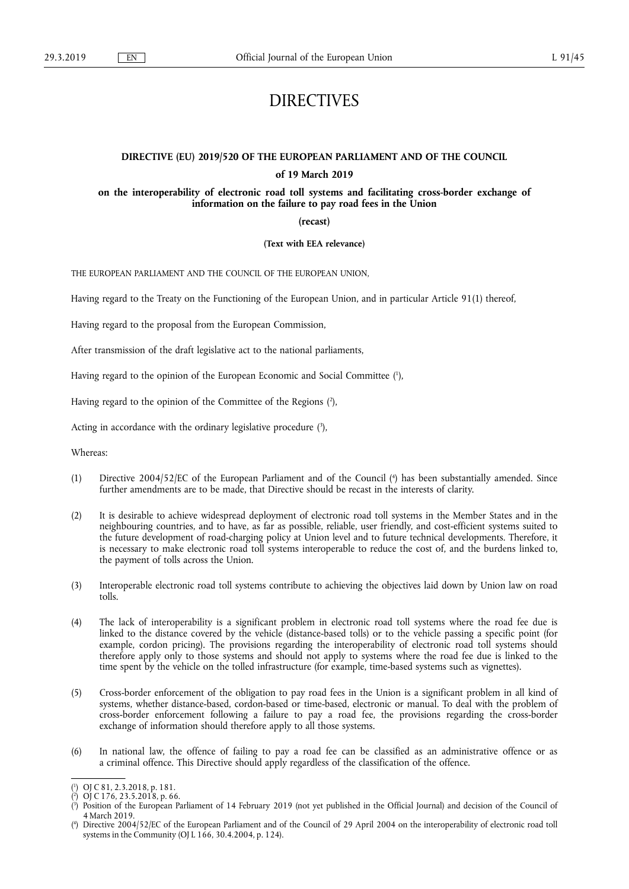# DIRECTIVES

## DIRECTIVE (EU) 2019/520 OF THE EUROPEAN PARLIAMENT AND OF THE COUNCIL

**of 19 March 2019**

**on the interoperability of electronic road toll systems and facilitating cross-border exchange of information on the failure to pay road fees in the Union**

**(recast)**

**(Text with EEA relevance)**

THE EUROPEAN PARLIAMENT AND THE COUNCIL OF THE EUROPEAN UNION,

Having regard to the Treaty on the Functioning of the European Union, and in particular Article 91(1) thereof,

Having regard to the proposal from the European Commission,

After transmission of the draft legislative act to the national parliaments,

Having regard to the opinion of the European Economic and Social Committee [1],

Having regard to the opinion of the Committee of the Regions [2],

Acting in accordance with the ordinary legislative procedure [3],

Whereas:

(1) Directive 2004/52/EC of the European Parliament and of the Council [4] has been substantially amended. Since further amendments are to be made, that Directive should be recast in the interests of clarity.

(2) It is desirable to achieve widespread deployment of electronic road toll systems in the Member States and in the neighbouring countries, and to have, as far as possible, reliable, user friendly, and cost-efficient systems suited to the future development of road-charging policy at Union level and to future technical developments. Therefore, it is necessary to make electronic road toll systems interoperable to reduce the cost of, and the burdens linked to, the payment of tolls across the Union.

(3) Interoperable electronic road toll systems contribute to achieving the objectives laid down by Union law on road tolls.

(4) The lack of interoperability is a significant problem in electronic road toll systems where the road fee due is linked to the distance covered by the vehicle (distance-based tolls) or to the vehicle passing a specific point (for example, cordon pricing). The provisions regarding the interoperability of electronic road toll systems should therefore apply only to those systems and should not apply to systems where the road fee due is linked to the time spent by the vehicle on the tolled infrastructure (for example, time-based systems such as vignettes).

(5) Cross-border enforcement of the obligation to pay road fees in the Union is a significant problem in all kind of systems, whether distance-based, cordon-based or time-based, electronic or manual. To deal with the problem of cross-border enforcement following a failure to pay a road fee, the provisions regarding the cross-border exchange of information should therefore apply to all those systems.

(6) In national law, the offence of failing to pay a road fee can be classified as an administrative offence or as a criminal offence. This Directive should apply regardless of the classification of the offence.

---

[1] OJ C 81, 2.3.2018, p. 181.

[2] OJ C 176, 23.5.2018, p. 66.

[3] Position of the European Parliament of 14 February 2019 (not yet published in the Official Journal) and decision of the Council of 4 March 2019.

[4] Directive 2004/52/EC of the European Parliament and of the Council of 29 April 2004 on the interoperability of electronic road toll systems in the Community (OJ L 166, 30.4.2004, p. 124).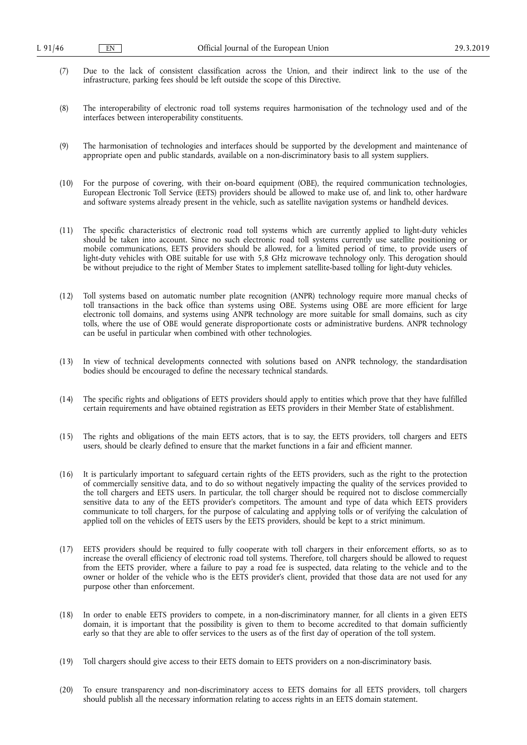(7) Due to the lack of consistent classification across the Union, and their indirect link to the use of the infrastructure, parking fees should be left outside the scope of this Directive.

(8) The interoperability of electronic road toll systems requires harmonisation of the technology used and of the interfaces between interoperability constituents.

(9) The harmonisation of technologies and interfaces should be supported by the development and maintenance of appropriate open and public standards, available on a non-discriminatory basis to all system suppliers.

(10) For the purpose of covering, with their on-board equipment (OBE), the required communication technologies, European Electronic Toll Service (EETS) providers should be allowed to make use of, and link to, other hardware and software systems already present in the vehicle, such as satellite navigation systems or handheld devices.

(11) The specific characteristics of electronic road toll systems which are currently applied to light-duty vehicles should be taken into account. Since no such electronic road toll systems currently use satellite positioning or mobile communications, EETS providers should be allowed, for a limited period of time, to provide users of light-duty vehicles with OBE suitable for use with 5,8 GHz microwave technology only. This derogation should be without prejudice to the right of Member States to implement satellite-based tolling for light-duty vehicles.

(12) Toll systems based on automatic number plate recognition (ANPR) technology require more manual checks of toll transactions in the back office than systems using OBE. Systems using OBE are more efficient for large electronic toll domains, and systems using ANPR technology are more suitable for small domains, such as city tolls, where the use of OBE would generate disproportionate costs or administrative burdens. ANPR technology can be useful in particular when combined with other technologies.

(13) In view of technical developments connected with solutions based on ANPR technology, the standardisation bodies should be encouraged to define the necessary technical standards.

(14) The specific rights and obligations of EETS providers should apply to entities which prove that they have fulfilled certain requirements and have obtained registration as EETS providers in their Member State of establishment.

(15) The rights and obligations of the main EETS actors, that is to say, the EETS providers, toll chargers and EETS users, should be clearly defined to ensure that the market functions in a fair and efficient manner.

(16) It is particularly important to safeguard certain rights of the EETS providers, such as the right to the protection of commercially sensitive data, and to do so without negatively impacting the quality of the services provided to the toll chargers and EETS users. In particular, the toll charger should be required not to disclose commercially sensitive data to any of the EETS provider's competitors. The amount and type of data which EETS providers communicate to toll chargers, for the purpose of calculating and applying tolls or of verifying the calculation of applied toll on the vehicles of EETS users by the EETS providers, should be kept to a strict minimum.

(17) EETS providers should be required to fully cooperate with toll chargers in their enforcement efforts, so as to increase the overall efficiency of electronic road toll systems. Therefore, toll chargers should be allowed to request from the EETS provider, where a failure to pay a road fee is suspected, data relating to the vehicle and to the owner or holder of the vehicle who is the EETS provider's client, provided that those data are not used for any purpose other than enforcement.

(18) In order to enable EETS providers to compete, in a non-discriminatory manner, for all clients in a given EETS domain, it is important that the possibility is given to them to become accredited to that domain sufficiently early so that they are able to offer services to the users as of the first day of operation of the toll system.

(19) Toll chargers should give access to their EETS domain to EETS providers on a non-discriminatory basis.

(20) To ensure transparency and non-discriminatory access to EETS domains for all EETS providers, toll chargers should publish all the necessary information relating to access rights in an EETS domain statement.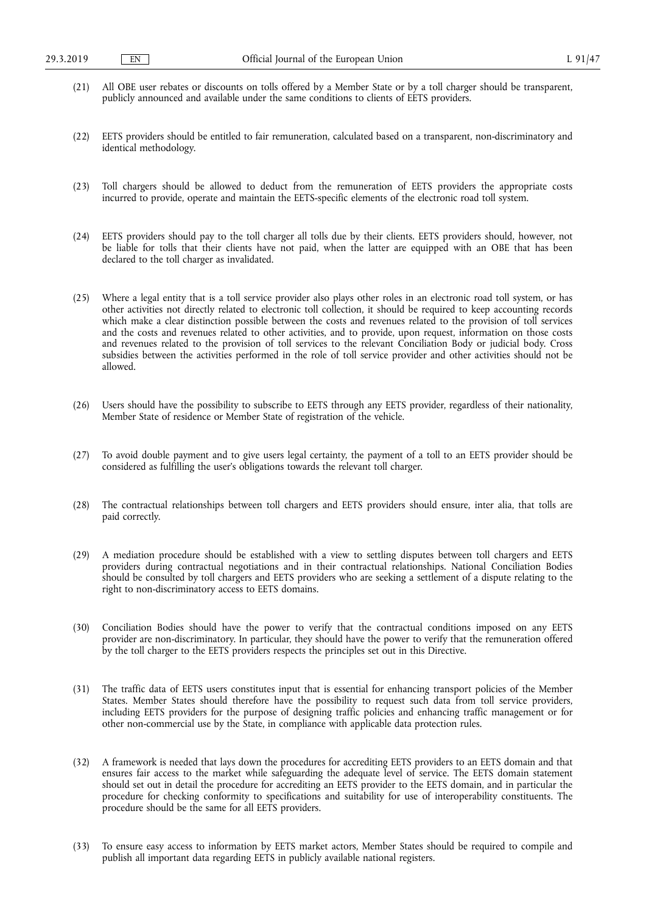(21) All OBE user rebates or discounts on tolls offered by a Member State or by a toll charger should be transparent, publicly announced and available under the same conditions to clients of EETS providers.

(22) EETS providers should be entitled to fair remuneration, calculated based on a transparent, non-discriminatory and identical methodology.

(23) Toll chargers should be allowed to deduct from the remuneration of EETS providers the appropriate costs incurred to provide, operate and maintain the EETS-specific elements of the electronic road toll system.

(24) EETS providers should pay to the toll charger all tolls due by their clients. EETS providers should, however, not be liable for tolls that their clients have not paid, when the latter are equipped with an OBE that has been declared to the toll charger as invalidated.

(25) Where a legal entity that is a toll service provider also plays other roles in an electronic road toll system, or has other activities not directly related to electronic toll collection, it should be required to keep accounting records which make a clear distinction possible between the costs and revenues related to the provision of toll services and the costs and revenues related to other activities, and to provide, upon request, information on those costs and revenues related to the provision of toll services to the relevant Conciliation Body or judicial body. Cross subsidies between the activities performed in the role of toll service provider and other activities should not be allowed.

(26) Users should have the possibility to subscribe to EETS through any EETS provider, regardless of their nationality, Member State of residence or Member State of registration of the vehicle.

(27) To avoid double payment and to give users legal certainty, the payment of a toll to an EETS provider should be considered as fulfilling the user's obligations towards the relevant toll charger.

(28) The contractual relationships between toll chargers and EETS providers should ensure, inter alia, that tolls are paid correctly.

(29) A mediation procedure should be established with a view to settling disputes between toll chargers and EETS providers during contractual negotiations and in their contractual relationships. National Conciliation Bodies should be consulted by toll chargers and EETS providers who are seeking a settlement of a dispute relating to the right to non-discriminatory access to EETS domains.

(30) Conciliation Bodies should have the power to verify that the contractual conditions imposed on any EETS provider are non-discriminatory. In particular, they should have the power to verify that the remuneration offered by the toll charger to the EETS providers respects the principles set out in this Directive.

(31) The traffic data of EETS users constitutes input that is essential for enhancing transport policies of the Member States. Member States should therefore have the possibility to request such data from toll service providers, including EETS providers for the purpose of designing traffic policies and enhancing traffic management or for other non-commercial use by the State, in compliance with applicable data protection rules.

(32) A framework is needed that lays down the procedures for accrediting EETS providers to an EETS domain and that ensures fair access to the market while safeguarding the adequate level of service. The EETS domain statement should set out in detail the procedure for accrediting an EETS provider to the EETS domain, and in particular the procedure for checking conformity to specifications and suitability for use of interoperability constituents. The procedure should be the same for all EETS providers.

(33) To ensure easy access to information by EETS market actors, Member States should be required to compile and publish all important data regarding EETS in publicly available national registers.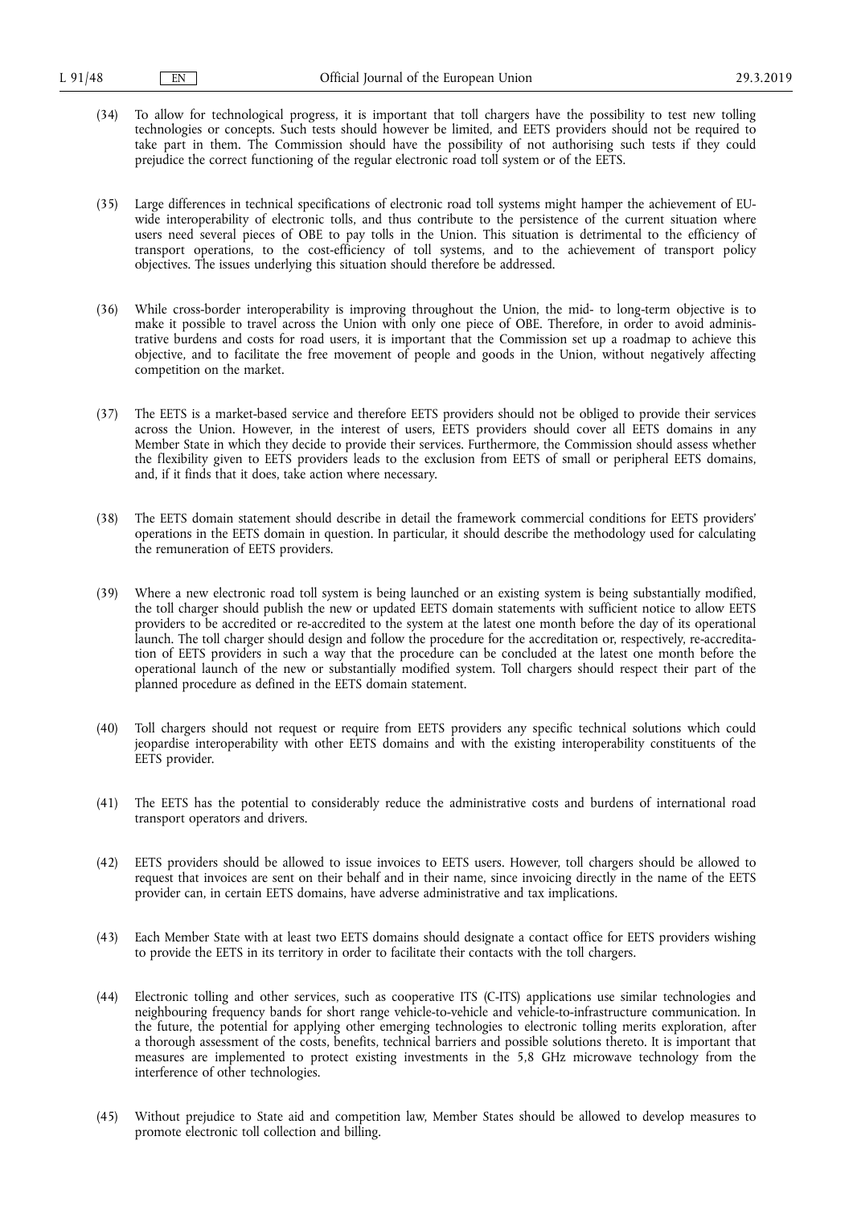(34) To allow for technological progress, it is important that toll chargers have the possibility to test new tolling technologies or concepts. Such tests should however be limited, and EETS providers should not be required to take part in them. The Commission should have the possibility of not authorising such tests if they could prejudice the correct functioning of the regular electronic road toll system or of the EETS.

(35) Large differences in technical specifications of electronic road toll systems might hamper the achievement of EU-wide interoperability of electronic tolls, and thus contribute to the persistence of the current situation where users need several pieces of OBE to pay tolls in the Union. This situation is detrimental to the efficiency of transport operations, to the cost-efficiency of toll systems, and to the achievement of transport policy objectives. The issues underlying this situation should therefore be addressed.

(36) While cross-border interoperability is improving throughout the Union, the mid- to long-term objective is to make it possible to travel across the Union with only one piece of OBE. Therefore, in order to avoid administrative burdens and costs for road users, it is important that the Commission set up a roadmap to achieve this objective, and to facilitate the free movement of people and goods in the Union, without negatively affecting competition on the market.

(37) The EETS is a market-based service and therefore EETS providers should not be obliged to provide their services across the Union. However, in the interest of users, EETS providers should cover all EETS domains in any Member State in which they decide to provide their services. Furthermore, the Commission should assess whether the flexibility given to EETS providers leads to the exclusion from EETS of small or peripheral EETS domains, and, if it finds that it does, take action where necessary.

(38) The EETS domain statement should describe in detail the framework commercial conditions for EETS providers' operations in the EETS domain in question. In particular, it should describe the methodology used for calculating the remuneration of EETS providers.

(39) Where a new electronic road toll system is being launched or an existing system is being substantially modified, the toll charger should publish the new or updated EETS domain statements with sufficient notice to allow EETS providers to be accredited or re-accredited to the system at the latest one month before the day of its operational launch. The toll charger should design and follow the procedure for the accreditation or, respectively, re-accreditation of EETS providers in such a way that the procedure can be concluded at the latest one month before the operational launch of the new or substantially modified system. Toll chargers should respect their part of the planned procedure as defined in the EETS domain statement.

(40) Toll chargers should not request or require from EETS providers any specific technical solutions which could jeopardise interoperability with other EETS domains and with the existing interoperability constituents of the EETS provider.

(41) The EETS has the potential to considerably reduce the administrative costs and burdens of international road transport operators and drivers.

(42) EETS providers should be allowed to issue invoices to EETS users. However, toll chargers should be allowed to request that invoices are sent on their behalf and in their name, since invoicing directly in the name of the EETS provider can, in certain EETS domains, have adverse administrative and tax implications.

(43) Each Member State with at least two EETS domains should designate a contact office for EETS providers wishing to provide the EETS in its territory in order to facilitate their contacts with the toll chargers.

(44) Electronic tolling and other services, such as cooperative ITS (C-ITS) applications use similar technologies and neighbouring frequency bands for short range vehicle-to-vehicle and vehicle-to-infrastructure communication. In the future, the potential for applying other emerging technologies to electronic tolling merits exploration, after a thorough assessment of the costs, benefits, technical barriers and possible solutions thereto. It is important that measures are implemented to protect existing investments in the 5,8 GHz microwave technology from the interference of other technologies.

(45) Without prejudice to State aid and competition law, Member States should be allowed to develop measures to promote electronic toll collection and billing.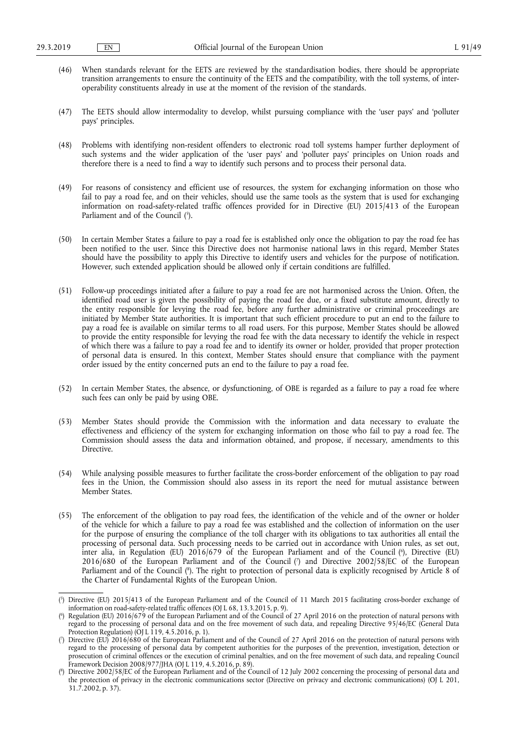(46) When standards relevant for the EETS are reviewed by the standardisation bodies, there should be appropriate transition arrangements to ensure the continuity of the EETS and the compatibility, with the toll systems, of interoperability constituents already in use at the moment of the revision of the standards.

(47) The EETS should allow intermodality to develop, whilst pursuing compliance with the 'user pays' and 'polluter pays' principles.

(48) Problems with identifying non-resident offenders to electronic road toll systems hamper further deployment of such systems and the wider application of the 'user pays' and 'polluter pays' principles on Union roads and therefore there is a need to find a way to identify such persons and to process their personal data.

(49) For reasons of consistency and efficient use of resources, the system for exchanging information on those who fail to pay a road fee, and on their vehicles, should use the same tools as the system that is used for exchanging information on road-safety-related traffic offences provided for in Directive (EU) 2015/413 of the European Parliament and of the Council [5].

(50) In certain Member States a failure to pay a road fee is established only once the obligation to pay the road fee has been notified to the user. Since this Directive does not harmonise national laws in this regard, Member States should have the possibility to apply this Directive to identify users and vehicles for the purpose of notification. However, such extended application should be allowed only if certain conditions are fulfilled.

(51) Follow-up proceedings initiated after a failure to pay a road fee are not harmonised across the Union. Often, the identified road user is given the possibility of paying the road fee due, or a fixed substitute amount, directly to the entity responsible for levying the road fee, before any further administrative or criminal proceedings are initiated by Member State authorities. It is important that such efficient procedure to put an end to the failure to pay a road fee is available on similar terms to all road users. For this purpose, Member States should be allowed to provide the entity responsible for levying the road fee with the data necessary to identify the vehicle in respect of which there was a failure to pay a road fee and to identify its owner or holder, provided that proper protection of personal data is ensured. In this context, Member States should ensure that compliance with the payment order issued by the entity concerned puts an end to the failure to pay a road fee.

(52) In certain Member States, the absence, or dysfunctioning, of OBE is regarded as a failure to pay a road fee where such fees can only be paid by using OBE.

(53) Member States should provide the Commission with the information and data necessary to evaluate the effectiveness and efficiency of the system for exchanging information on those who fail to pay a road fee. The Commission should assess the data and information obtained, and propose, if necessary, amendments to this Directive.

(54) While analysing possible measures to further facilitate the cross-border enforcement of the obligation to pay road fees in the Union, the Commission should also assess in its report the need for mutual assistance between Member States.

(55) The enforcement of the obligation to pay road fees, the identification of the vehicle and of the owner or holder of the vehicle for which a failure to pay a road fee was established and the collection of information on the user for the purpose of ensuring the compliance of the toll charger with its obligations to tax authorities all entail the processing of personal data. Such processing needs to be carried out in accordance with Union rules, as set out, inter alia, in Regulation (EU) 2016/679 of the European Parliament and of the Council [6], Directive (EU) 2016/680 of the European Parliament and of the Council [7] and Directive 2002/58/EC of the European Parliament and of the Council [8]. The right to protection of personal data is explicitly recognised by Article 8 of the Charter of Fundamental Rights of the European Union.

---

[5] Directive (EU) 2015/413 of the European Parliament and of the Council of 11 March 2015 facilitating cross-border exchange of information on road-safety-related traffic offences (OJ L 68, 13.3.2015, p. 9).

[6] Regulation (EU) 2016/679 of the European Parliament and of the Council of 27 April 2016 on the protection of natural persons with regard to the processing of personal data and on the free movement of such data, and repealing Directive 95/46/EC (General Data Protection Regulation) (OJ L 119, 4.5.2016, p. 1).

[7] Directive (EU) 2016/680 of the European Parliament and of the Council of 27 April 2016 on the protection of natural persons with regard to the processing of personal data by competent authorities for the purposes of the prevention, investigation, detection or prosecution of criminal offences or the execution of criminal penalties, and on the free movement of such data, and repealing Council Framework Decision 2008/977/JHA (OJ L 119, 4.5.2016, p. 89).

[8] Directive 2002/58/EC of the European Parliament and of the Council of 12 July 2002 concerning the processing of personal data and the protection of privacy in the electronic communications sector (Directive on privacy and electronic communications) (OJ L 201, 31.7.2002, p. 37).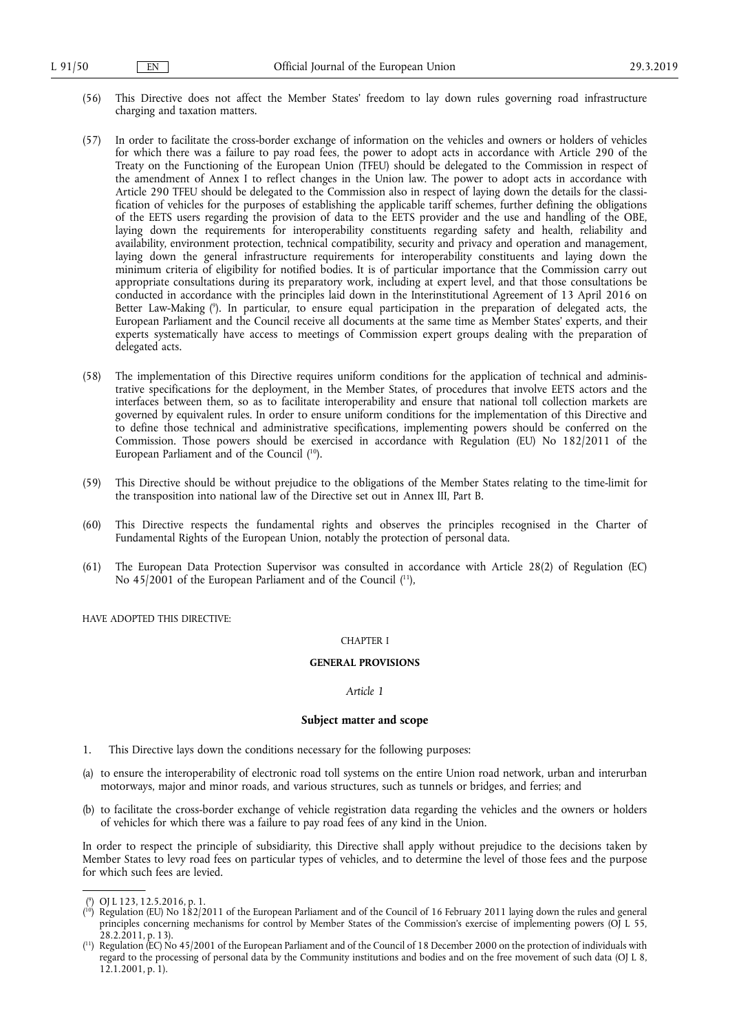(56) This Directive does not affect the Member States' freedom to lay down rules governing road infrastructure charging and taxation matters.

(57) In order to facilitate the cross-border exchange of information on the vehicles and owners or holders of vehicles for which there was a failure to pay road fees, the power to adopt acts in accordance with Article 290 of the Treaty on the Functioning of the European Union (TFEU) should be delegated to the Commission in respect of the amendment of Annex I to reflect changes in the Union law. The power to adopt acts in accordance with Article 290 TFEU should be delegated to the Commission also in respect of laying down the details for the classification of vehicles for the purposes of establishing the applicable tariff schemes, further defining the obligations of the EETS users regarding the provision of data to the EETS provider and the use and handling of the OBE, laying down the requirements for interoperability constituents regarding safety and health, reliability and availability, environment protection, technical compatibility, security and privacy and operation and management, laying down the general infrastructure requirements for interoperability constituents and laying down the minimum criteria of eligibility for notified bodies. It is of particular importance that the Commission carry out appropriate consultations during its preparatory work, including at expert level, and that those consultations be conducted in accordance with the principles laid down in the Interinstitutional Agreement of 13 April 2016 on Better Law-Making [9]. In particular, to ensure equal participation in the preparation of delegated acts, the European Parliament and the Council receive all documents at the same time as Member States' experts, and their experts systematically have access to meetings of Commission expert groups dealing with the preparation of delegated acts.

(58) The implementation of this Directive requires uniform conditions for the application of technical and administrative specifications for the deployment, in the Member States, of procedures that involve EETS actors and the interfaces between them, so as to facilitate interoperability and ensure that national toll collection markets are governed by equivalent rules. In order to ensure uniform conditions for the implementation of this Directive and to define those technical and administrative specifications, implementing powers should be conferred on the Commission. Those powers should be exercised in accordance with Regulation (EU) No 182/2011 of the European Parliament and of the Council [10].

(59) This Directive should be without prejudice to the obligations of the Member States relating to the time-limit for the transposition into national law of the Directive set out in Annex III, Part B.

(60) This Directive respects the fundamental rights and observes the principles recognised in the Charter of Fundamental Rights of the European Union, notably the protection of personal data.

(61) The European Data Protection Supervisor was consulted in accordance with Article 28(2) of Regulation (EC) No 45/2001 of the European Parliament and of the Council [11],

HAVE ADOPTED THIS DIRECTIVE:

CHAPTER I

## GENERAL PROVISIONS

*Article 1*

### Subject matter and scope

1. This Directive lays down the conditions necessary for the following purposes:

(a) to ensure the interoperability of electronic road toll systems on the entire Union road network, urban and interurban motorways, major and minor roads, and various structures, such as tunnels or bridges, and ferries; and

(b) to facilitate the cross-border exchange of vehicle registration data regarding the vehicles and the owners or holders of vehicles for which there was a failure to pay road fees of any kind in the Union.

In order to respect the principle of subsidiarity, this Directive shall apply without prejudice to the decisions taken by Member States to levy road fees on particular types of vehicles, and to determine the level of those fees and the purpose for which such fees are levied.

---

[9] OJ L 123, 12.5.2016, p. 1.

[10] Regulation (EU) No 182/2011 of the European Parliament and of the Council of 16 February 2011 laying down the rules and general principles concerning mechanisms for control by Member States of the Commission's exercise of implementing powers (OJ L 55, 28.2.2011, p. 13).

[11] Regulation (EC) No 45/2001 of the European Parliament and of the Council of 18 December 2000 on the protection of individuals with regard to the processing of personal data by the Community institutions and bodies and on the free movement of such data (OJ L 8, 12.1.2001, p. 1).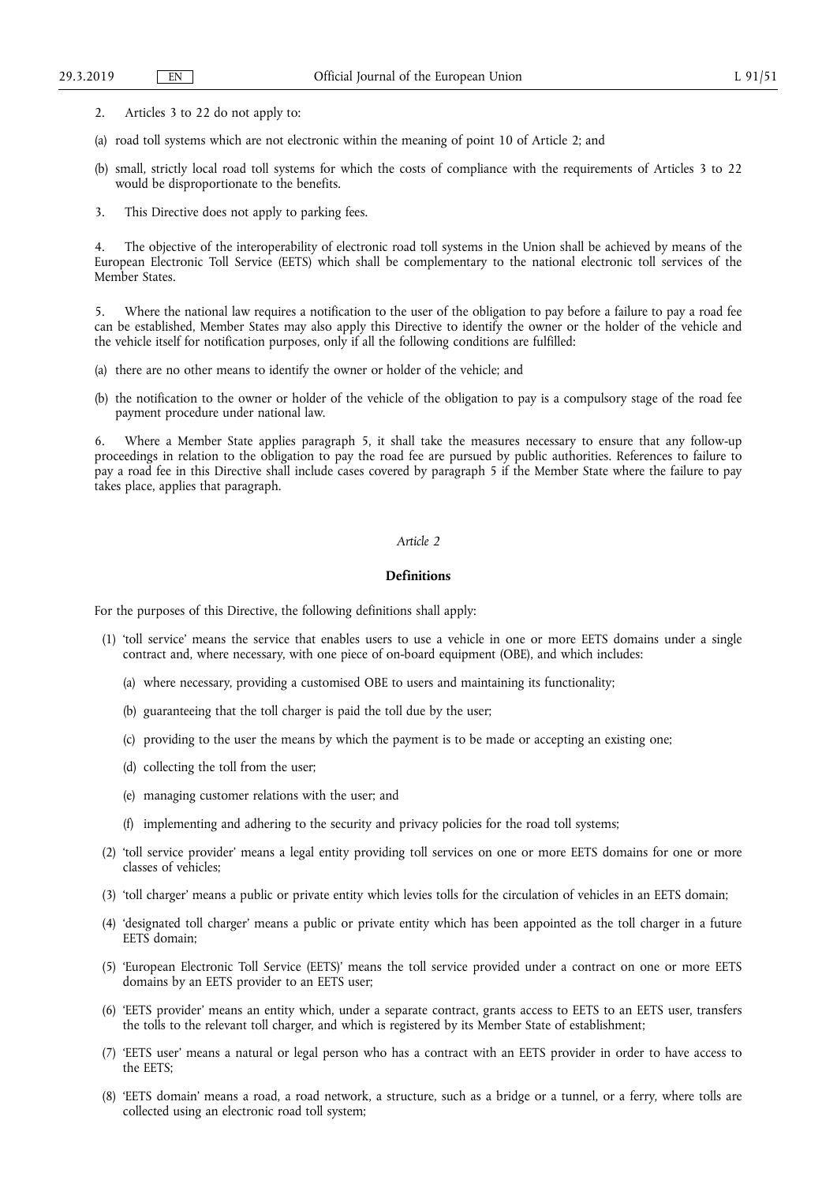2. Articles 3 to 22 do not apply to:

(a) road toll systems which are not electronic within the meaning of point 10 of Article 2; and

(b) small, strictly local road toll systems for which the costs of compliance with the requirements of Articles 3 to 22 would be disproportionate to the benefits.

3. This Directive does not apply to parking fees.

4. The objective of the interoperability of electronic road toll systems in the Union shall be achieved by means of the European Electronic Toll Service (EETS) which shall be complementary to the national electronic toll services of the Member States.

5. Where the national law requires a notification to the user of the obligation to pay before a failure to pay a road fee can be established, Member States may also apply this Directive to identify the owner or the holder of the vehicle and the vehicle itself for notification purposes, only if all the following conditions are fulfilled:

(a) there are no other means to identify the owner or holder of the vehicle; and

(b) the notification to the owner or holder of the vehicle of the obligation to pay is a compulsory stage of the road fee payment procedure under national law.

6. Where a Member State applies paragraph 5, it shall take the measures necessary to ensure that any follow-up proceedings in relation to the obligation to pay the road fee are pursued by public authorities. References to failure to pay a road fee in this Directive shall include cases covered by paragraph 5 if the Member State where the failure to pay takes place, applies that paragraph.

*Article 2*

**Definitions**

For the purposes of this Directive, the following definitions shall apply:

(1) 'toll service' means the service that enables users to use a vehicle in one or more EETS domains under a single contract and, where necessary, with one piece of on-board equipment (OBE), and which includes:

(a) where necessary, providing a customised OBE to users and maintaining its functionality;

(b) guaranteeing that the toll charger is paid the toll due by the user;

(c) providing to the user the means by which the payment is to be made or accepting an existing one;

(d) collecting the toll from the user;

(e) managing customer relations with the user; and

(f) implementing and adhering to the security and privacy policies for the road toll systems;

(2) 'toll service provider' means a legal entity providing toll services on one or more EETS domains for one or more classes of vehicles;

(3) 'toll charger' means a public or private entity which levies tolls for the circulation of vehicles in an EETS domain;

(4) 'designated toll charger' means a public or private entity which has been appointed as the toll charger in a future EETS domain;

(5) 'European Electronic Toll Service (EETS)' means the toll service provided under a contract on one or more EETS domains by an EETS provider to an EETS user;

(6) 'EETS provider' means an entity which, under a separate contract, grants access to EETS to an EETS user, transfers the tolls to the relevant toll charger, and which is registered by its Member State of establishment;

(7) 'EETS user' means a natural or legal person who has a contract with an EETS provider in order to have access to the EETS;

(8) 'EETS domain' means a road, a road network, a structure, such as a bridge or a tunnel, or a ferry, where tolls are collected using an electronic road toll system;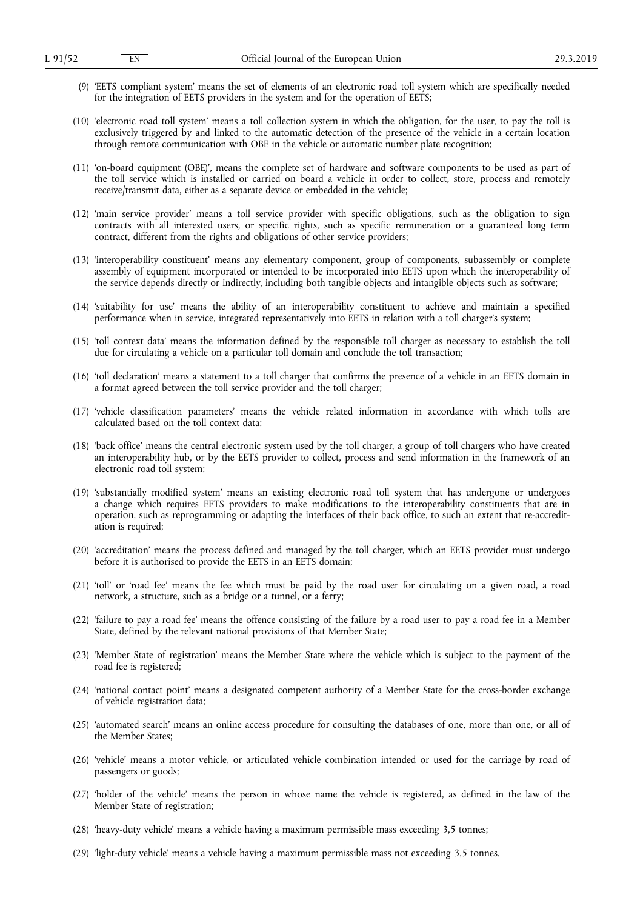(9) 'EETS compliant system' means the set of elements of an electronic road toll system which are specifically needed for the integration of EETS providers in the system and for the operation of EETS;

(10) 'electronic road toll system' means a toll collection system in which the obligation, for the user, to pay the toll is exclusively triggered by and linked to the automatic detection of the presence of the vehicle in a certain location through remote communication with OBE in the vehicle or automatic number plate recognition;

(11) 'on-board equipment (OBE)', means the complete set of hardware and software components to be used as part of the toll service which is installed or carried on board a vehicle in order to collect, store, process and remotely receive/transmit data, either as a separate device or embedded in the vehicle;

(12) 'main service provider' means a toll service provider with specific obligations, such as the obligation to sign contracts with all interested users, or specific rights, such as specific remuneration or a guaranteed long term contract, different from the rights and obligations of other service providers;

(13) 'interoperability constituent' means any elementary component, group of components, subassembly or complete assembly of equipment incorporated or intended to be incorporated into EETS upon which the interoperability of the service depends directly or indirectly, including both tangible objects and intangible objects such as software;

(14) 'suitability for use' means the ability of an interoperability constituent to achieve and maintain a specified performance when in service, integrated representatively into EETS in relation with a toll charger's system;

(15) 'toll context data' means the information defined by the responsible toll charger as necessary to establish the toll due for circulating a vehicle on a particular toll domain and conclude the toll transaction;

(16) 'toll declaration' means a statement to a toll charger that confirms the presence of a vehicle in an EETS domain in a format agreed between the toll service provider and the toll charger;

(17) 'vehicle classification parameters' means the vehicle related information in accordance with which tolls are calculated based on the toll context data;

(18) 'back office' means the central electronic system used by the toll charger, a group of toll chargers who have created an interoperability hub, or by the EETS provider to collect, process and send information in the framework of an electronic road toll system;

(19) 'substantially modified system' means an existing electronic road toll system that has undergone or undergoes a change which requires EETS providers to make modifications to the interoperability constituents that are in operation, such as reprogramming or adapting the interfaces of their back office, to such an extent that re-accreditation is required;

(20) 'accreditation' means the process defined and managed by the toll charger, which an EETS provider must undergo before it is authorised to provide the EETS in an EETS domain;

(21) 'toll' or 'road fee' means the fee which must be paid by the road user for circulating on a given road, a road network, a structure, such as a bridge or a tunnel, or a ferry;

(22) 'failure to pay a road fee' means the offence consisting of the failure by a road user to pay a road fee in a Member State, defined by the relevant national provisions of that Member State;

(23) 'Member State of registration' means the Member State where the vehicle which is subject to the payment of the road fee is registered;

(24) 'national contact point' means a designated competent authority of a Member State for the cross-border exchange of vehicle registration data;

(25) 'automated search' means an online access procedure for consulting the databases of one, more than one, or all of the Member States;

(26) 'vehicle' means a motor vehicle, or articulated vehicle combination intended or used for the carriage by road of passengers or goods;

(27) 'holder of the vehicle' means the person in whose name the vehicle is registered, as defined in the law of the Member State of registration;

(28) 'heavy-duty vehicle' means a vehicle having a maximum permissible mass exceeding 3,5 tonnes;

(29) 'light-duty vehicle' means a vehicle having a maximum permissible mass not exceeding 3,5 tonnes.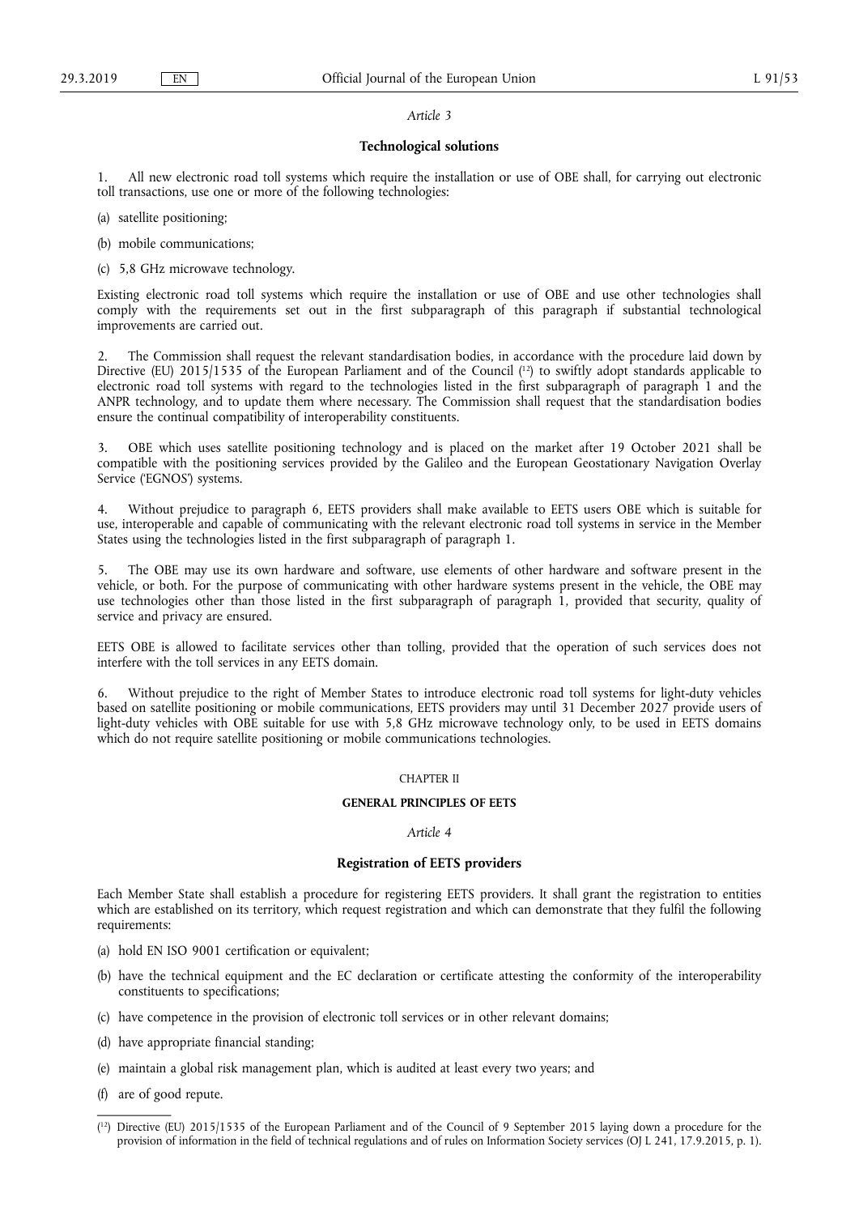*Article 3*

**Technological solutions**

1. All new electronic road toll systems which require the installation or use of OBE shall, for carrying out electronic toll transactions, use one or more of the following technologies:

(a) satellite positioning;

(b) mobile communications;

(c) 5,8 GHz microwave technology.

Existing electronic road toll systems which require the installation or use of OBE and use other technologies shall comply with the requirements set out in the first subparagraph of this paragraph if substantial technological improvements are carried out.

2. The Commission shall request the relevant standardisation bodies, in accordance with the procedure laid down by Directive (EU) 2015/1535 of the European Parliament and of the Council [12] to swiftly adopt standards applicable to electronic road toll systems with regard to the technologies listed in the first subparagraph of paragraph 1 and the ANPR technology, and to update them where necessary. The Commission shall request that the standardisation bodies ensure the continual compatibility of interoperability constituents.

3. OBE which uses satellite positioning technology and is placed on the market after 19 October 2021 shall be compatible with the positioning services provided by the Galileo and the European Geostationary Navigation Overlay Service ('EGNOS') systems.

4. Without prejudice to paragraph 6, EETS providers shall make available to EETS users OBE which is suitable for use, interoperable and capable of communicating with the relevant electronic road toll systems in service in the Member States using the technologies listed in the first subparagraph of paragraph 1.

5. The OBE may use its own hardware and software, use elements of other hardware and software present in the vehicle, or both. For the purpose of communicating with other hardware systems present in the vehicle, the OBE may use technologies other than those listed in the first subparagraph of paragraph 1, provided that security, quality of service and privacy are ensured.

EETS OBE is allowed to facilitate services other than tolling, provided that the operation of such services does not interfere with the toll services in any EETS domain.

6. Without prejudice to the right of Member States to introduce electronic road toll systems for light-duty vehicles based on satellite positioning or mobile communications, EETS providers may until 31 December 2027 provide users of light-duty vehicles with OBE suitable for use with 5,8 GHz microwave technology only, to be used in EETS domains which do not require satellite positioning or mobile communications technologies.

## CHAPTER II

## GENERAL PRINCIPLES OF EETS

*Article 4*

**Registration of EETS providers**

Each Member State shall establish a procedure for registering EETS providers. It shall grant the registration to entities which are established on its territory, which request registration and which can demonstrate that they fulfil the following requirements:

(a) hold EN ISO 9001 certification or equivalent;

(b) have the technical equipment and the EC declaration or certificate attesting the conformity of the interoperability constituents to specifications;

(c) have competence in the provision of electronic toll services or in other relevant domains;

(d) have appropriate financial standing;

(e) maintain a global risk management plan, which is audited at least every two years; and

(f) are of good repute.

---

[12] Directive (EU) 2015/1535 of the European Parliament and of the Council of 9 September 2015 laying down a procedure for the provision of information in the field of technical regulations and of rules on Information Society services (OJ L 241, 17.9.2015, p. 1).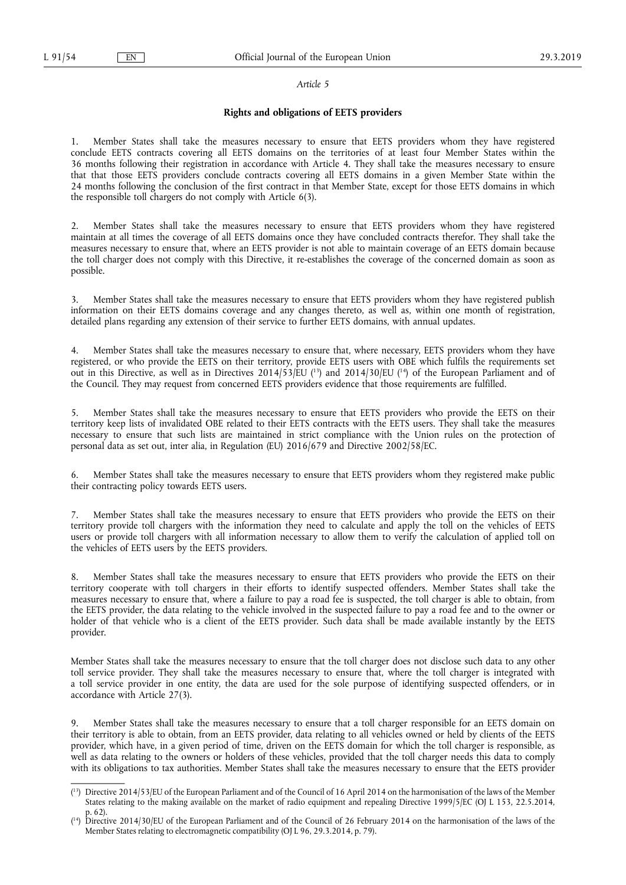*Article 5*

**Rights and obligations of EETS providers**

1. Member States shall take the measures necessary to ensure that EETS providers whom they have registered conclude EETS contracts covering all EETS domains on the territories of at least four Member States within the 36 months following their registration in accordance with Article 4. They shall take the measures necessary to ensure that that those EETS providers conclude contracts covering all EETS domains in a given Member State within the 24 months following the conclusion of the first contract in that Member State, except for those EETS domains in which the responsible toll chargers do not comply with Article 6(3).

2. Member States shall take the measures necessary to ensure that EETS providers whom they have registered maintain at all times the coverage of all EETS domains once they have concluded contracts therefor. They shall take the measures necessary to ensure that, where an EETS provider is not able to maintain coverage of an EETS domain because the toll charger does not comply with this Directive, it re-establishes the coverage of the concerned domain as soon as possible.

3. Member States shall take the measures necessary to ensure that EETS providers whom they have registered publish information on their EETS domains coverage and any changes thereto, as well as, within one month of registration, detailed plans regarding any extension of their service to further EETS domains, with annual updates.

4. Member States shall take the measures necessary to ensure that, where necessary, EETS providers whom they have registered, or who provide the EETS on their territory, provide EETS users with OBE which fulfils the requirements set out in this Directive, as well as in Directives 2014/53/EU [13] and 2014/30/EU [14] of the European Parliament and of the Council. They may request from concerned EETS providers evidence that those requirements are fulfilled.

5. Member States shall take the measures necessary to ensure that EETS providers who provide the EETS on their territory keep lists of invalidated OBE related to their EETS contracts with the EETS users. They shall take the measures necessary to ensure that such lists are maintained in strict compliance with the Union rules on the protection of personal data as set out, inter alia, in Regulation (EU) 2016/679 and Directive 2002/58/EC.

6. Member States shall take the measures necessary to ensure that EETS providers whom they registered make public their contracting policy towards EETS users.

7. Member States shall take the measures necessary to ensure that EETS providers who provide the EETS on their territory provide toll chargers with the information they need to calculate and apply the toll on the vehicles of EETS users or provide toll chargers with all information necessary to allow them to verify the calculation of applied toll on the vehicles of EETS users by the EETS providers.

8. Member States shall take the measures necessary to ensure that EETS providers who provide the EETS on their territory cooperate with toll chargers in their efforts to identify suspected offenders. Member States shall take the measures necessary to ensure that, where a failure to pay a road fee is suspected, the toll charger is able to obtain, from the EETS provider, the data relating to the vehicle involved in the suspected failure to pay a road fee and to the owner or holder of that vehicle who is a client of the EETS provider. Such data shall be made available instantly by the EETS provider.

Member States shall take the measures necessary to ensure that the toll charger does not disclose such data to any other toll service provider. They shall take the measures necessary to ensure that, where the toll charger is integrated with a toll service provider in one entity, the data are used for the sole purpose of identifying suspected offenders, or in accordance with Article 27(3).

9. Member States shall take the measures necessary to ensure that a toll charger responsible for an EETS domain on their territory is able to obtain, from an EETS provider, data relating to all vehicles owned or held by clients of the EETS provider, which have, in a given period of time, driven on the EETS domain for which the toll charger is responsible, as well as data relating to the owners or holders of these vehicles, provided that the toll charger needs this data to comply with its obligations to tax authorities. Member States shall take the measures necessary to ensure that the EETS provider

---

[13] Directive 2014/53/EU of the European Parliament and of the Council of 16 April 2014 on the harmonisation of the laws of the Member States relating to the making available on the market of radio equipment and repealing Directive 1999/5/EC (OJ L 153, 22.5.2014, p. 62).

[14] Directive 2014/30/EU of the European Parliament and of the Council of 26 February 2014 on the harmonisation of the laws of the Member States relating to electromagnetic compatibility (OJ L 96, 29.3.2014, p. 79).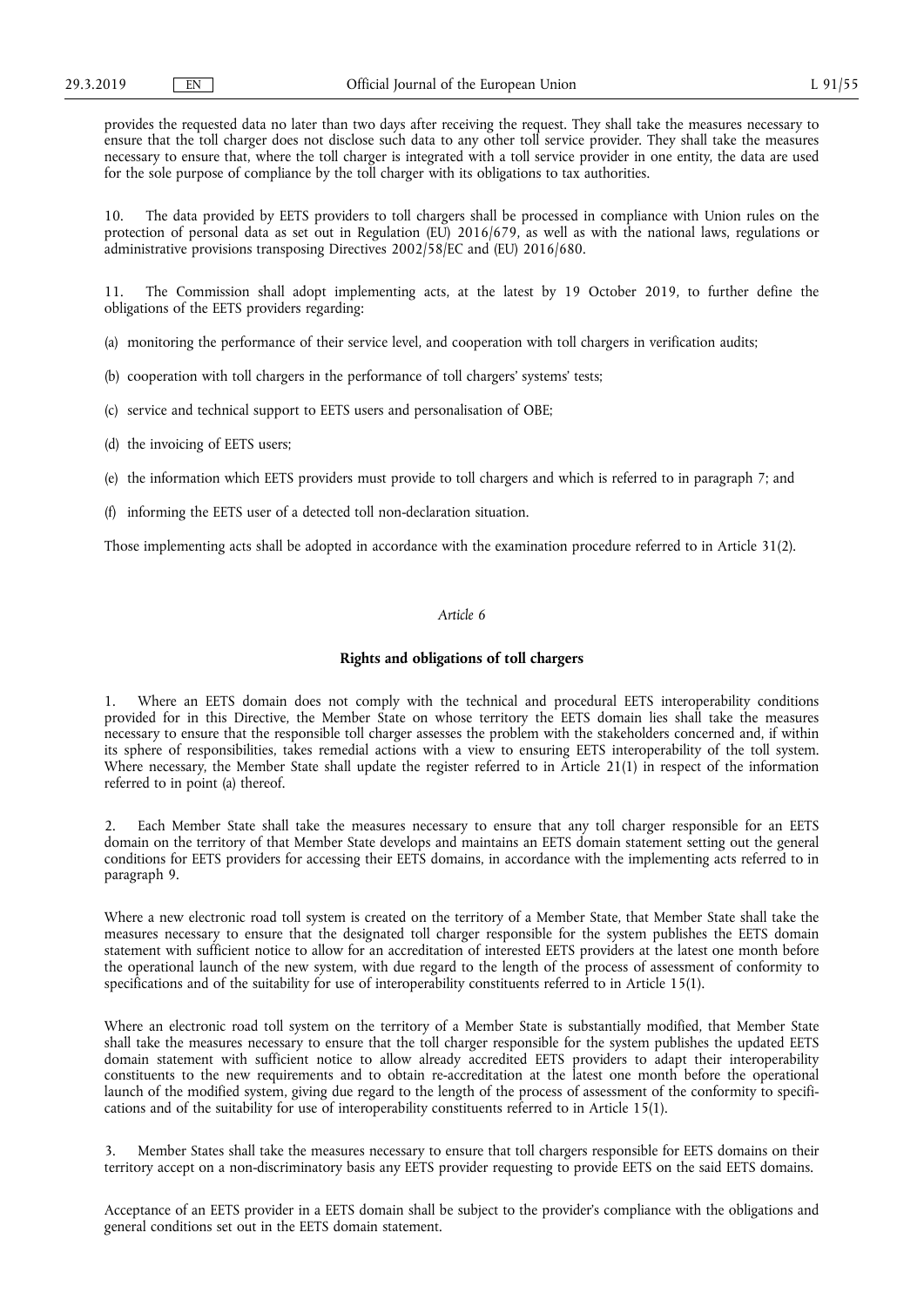provides the requested data no later than two days after receiving the request. They shall take the measures necessary to ensure that the toll charger does not disclose such data to any other toll service provider. They shall take the measures necessary to ensure that, where the toll charger is integrated with a toll service provider in one entity, the data are used for the sole purpose of compliance by the toll charger with its obligations to tax authorities.

10. The data provided by EETS providers to toll chargers shall be processed in compliance with Union rules on the protection of personal data as set out in Regulation (EU) 2016/679, as well as with the national laws, regulations or administrative provisions transposing Directives 2002/58/EC and (EU) 2016/680.

11. The Commission shall adopt implementing acts, at the latest by 19 October 2019, to further define the obligations of the EETS providers regarding:

(a) monitoring the performance of their service level, and cooperation with toll chargers in verification audits;

(b) cooperation with toll chargers in the performance of toll chargers' systems' tests;

(c) service and technical support to EETS users and personalisation of OBE;

(d) the invoicing of EETS users;

(e) the information which EETS providers must provide to toll chargers and which is referred to in paragraph 7; and

(f) informing the EETS user of a detected toll non-declaration situation.

Those implementing acts shall be adopted in accordance with the examination procedure referred to in Article 31(2).

*Article 6*

**Rights and obligations of toll chargers**

1. Where an EETS domain does not comply with the technical and procedural EETS interoperability conditions provided for in this Directive, the Member State on whose territory the EETS domain lies shall take the measures necessary to ensure that the responsible toll charger assesses the problem with the stakeholders concerned and, if within its sphere of responsibilities, takes remedial actions with a view to ensuring EETS interoperability of the toll system. Where necessary, the Member State shall update the register referred to in Article 21(1) in respect of the information referred to in point (a) thereof.

2. Each Member State shall take the measures necessary to ensure that any toll charger responsible for an EETS domain on the territory of that Member State develops and maintains an EETS domain statement setting out the general conditions for EETS providers for accessing their EETS domains, in accordance with the implementing acts referred to in paragraph 9.

Where a new electronic road toll system is created on the territory of a Member State, that Member State shall take the measures necessary to ensure that the designated toll charger responsible for the system publishes the EETS domain statement with sufficient notice to allow for an accreditation of interested EETS providers at the latest one month before the operational launch of the new system, with due regard to the length of the process of assessment of conformity to specifications and of the suitability for use of interoperability constituents referred to in Article 15(1).

Where an electronic road toll system on the territory of a Member State is substantially modified, that Member State shall take the measures necessary to ensure that the toll charger responsible for the system publishes the updated EETS domain statement with sufficient notice to allow already accredited EETS providers to adapt their interoperability constituents to the new requirements and to obtain re-accreditation at the latest one month before the operational launch of the modified system, giving due regard to the length of the process of assessment of the conformity to specifications and of the suitability for use of interoperability constituents referred to in Article 15(1).

3. Member States shall take the measures necessary to ensure that toll chargers responsible for EETS domains on their territory accept on a non-discriminatory basis any EETS provider requesting to provide EETS on the said EETS domains.

Acceptance of an EETS provider in a EETS domain shall be subject to the provider's compliance with the obligations and general conditions set out in the EETS domain statement.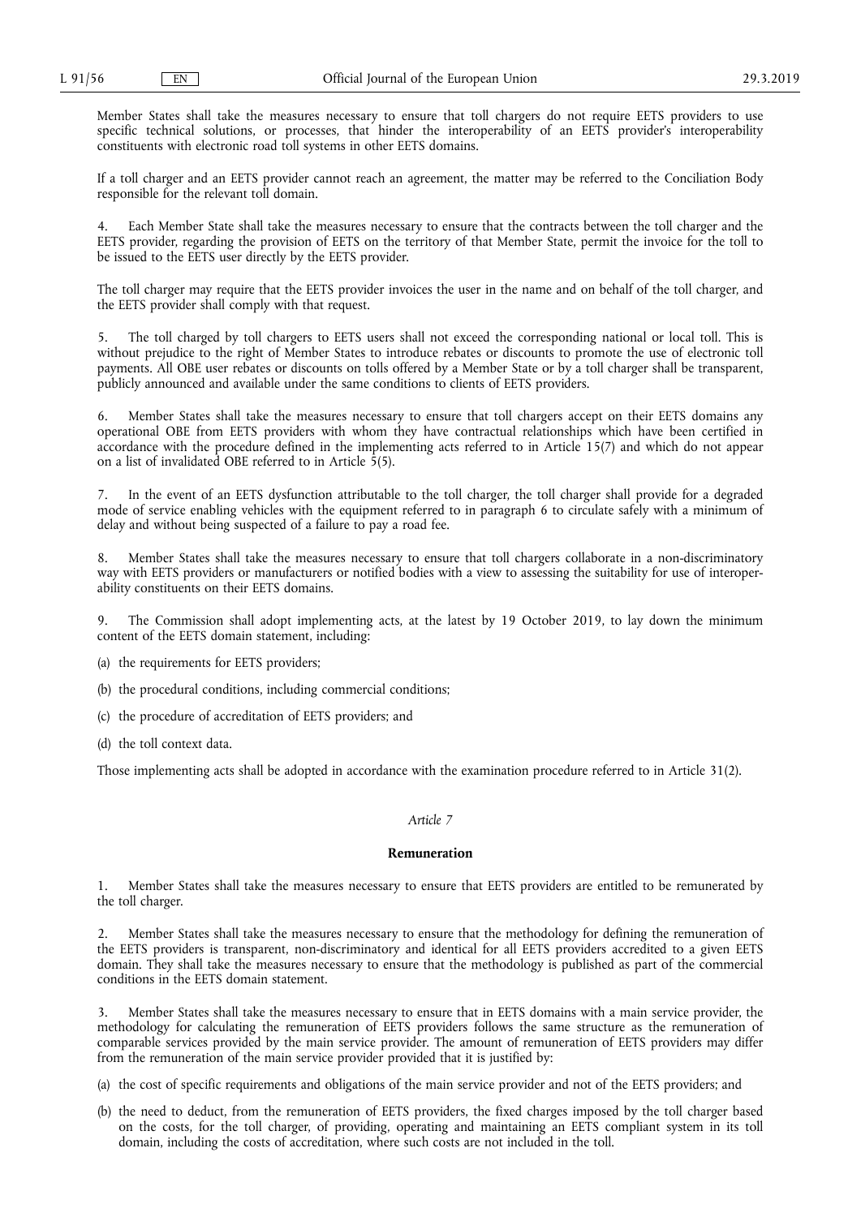Member States shall take the measures necessary to ensure that toll chargers do not require EETS providers to use specific technical solutions, or processes, that hinder the interoperability of an EETS provider's interoperability constituents with electronic road toll systems in other EETS domains.

If a toll charger and an EETS provider cannot reach an agreement, the matter may be referred to the Conciliation Body responsible for the relevant toll domain.

4. Each Member State shall take the measures necessary to ensure that the contracts between the toll charger and the EETS provider, regarding the provision of EETS on the territory of that Member State, permit the invoice for the toll to be issued to the EETS user directly by the EETS provider.

The toll charger may require that the EETS provider invoices the user in the name and on behalf of the toll charger, and the EETS provider shall comply with that request.

5. The toll charged by toll chargers to EETS users shall not exceed the corresponding national or local toll. This is without prejudice to the right of Member States to introduce rebates or discounts to promote the use of electronic toll payments. All OBE user rebates or discounts on tolls offered by a Member State or by a toll charger shall be transparent, publicly announced and available under the same conditions to clients of EETS providers.

6. Member States shall take the measures necessary to ensure that toll chargers accept on their EETS domains any operational OBE from EETS providers with whom they have contractual relationships which have been certified in accordance with the procedure defined in the implementing acts referred to in Article 15(7) and which do not appear on a list of invalidated OBE referred to in Article 5(5).

7. In the event of an EETS dysfunction attributable to the toll charger, the toll charger shall provide for a degraded mode of service enabling vehicles with the equipment referred to in paragraph 6 to circulate safely with a minimum of delay and without being suspected of a failure to pay a road fee.

8. Member States shall take the measures necessary to ensure that toll chargers collaborate in a non-discriminatory way with EETS providers or manufacturers or notified bodies with a view to assessing the suitability for use of interoperability constituents on their EETS domains.

9. The Commission shall adopt implementing acts, at the latest by 19 October 2019, to lay down the minimum content of the EETS domain statement, including:

(a) the requirements for EETS providers;

(b) the procedural conditions, including commercial conditions;

(c) the procedure of accreditation of EETS providers; and

(d) the toll context data.

Those implementing acts shall be adopted in accordance with the examination procedure referred to in Article 31(2).

*Article 7*

**Remuneration**

1. Member States shall take the measures necessary to ensure that EETS providers are entitled to be remunerated by the toll charger.

2. Member States shall take the measures necessary to ensure that the methodology for defining the remuneration of the EETS providers is transparent, non-discriminatory and identical for all EETS providers accredited to a given EETS domain. They shall take the measures necessary to ensure that the methodology is published as part of the commercial conditions in the EETS domain statement.

3. Member States shall take the measures necessary to ensure that in EETS domains with a main service provider, the methodology for calculating the remuneration of EETS providers follows the same structure as the remuneration of comparable services provided by the main service provider. The amount of remuneration of EETS providers may differ from the remuneration of the main service provider provided that it is justified by:

(a) the cost of specific requirements and obligations of the main service provider and not of the EETS providers; and

(b) the need to deduct, from the remuneration of EETS providers, the fixed charges imposed by the toll charger based on the costs, for the toll charger, of providing, operating and maintaining an EETS compliant system in its toll domain, including the costs of accreditation, where such costs are not included in the toll.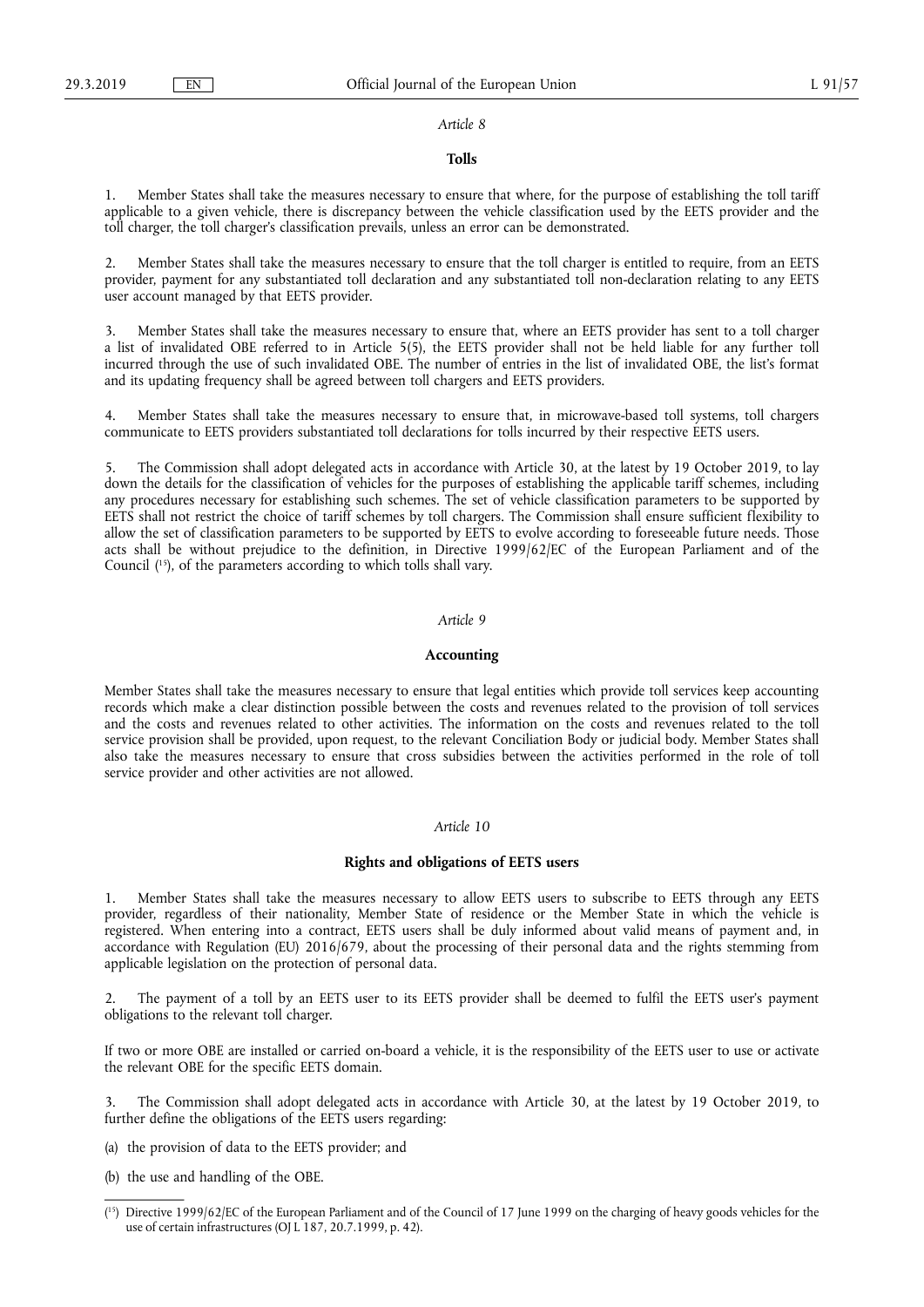*Article 8*

### Tolls

1. Member States shall take the measures necessary to ensure that where, for the purpose of establishing the toll tariff applicable to a given vehicle, there is discrepancy between the vehicle classification used by the EETS provider and the toll charger, the toll charger's classification prevails, unless an error can be demonstrated.

2. Member States shall take the measures necessary to ensure that the toll charger is entitled to require, from an EETS provider, payment for any substantiated toll declaration and any substantiated toll non-declaration relating to any EETS user account managed by that EETS provider.

3. Member States shall take the measures necessary to ensure that, where an EETS provider has sent to a toll charger a list of invalidated OBE referred to in Article 5(5), the EETS provider shall not be held liable for any further toll incurred through the use of such invalidated OBE. The number of entries in the list of invalidated OBE, the list's format and its updating frequency shall be agreed between toll chargers and EETS providers.

4. Member States shall take the measures necessary to ensure that, in microwave-based toll systems, toll chargers communicate to EETS providers substantiated toll declarations for tolls incurred by their respective EETS users.

5. The Commission shall adopt delegated acts in accordance with Article 30, at the latest by 19 October 2019, to lay down the details for the classification of vehicles for the purposes of establishing the applicable tariff schemes, including any procedures necessary for establishing such schemes. The set of vehicle classification parameters to be supported by EETS shall not restrict the choice of tariff schemes by toll chargers. The Commission shall ensure sufficient flexibility to allow the set of classification parameters to be supported by EETS to evolve according to foreseeable future needs. Those acts shall be without prejudice to the definition, in Directive 1999/62/EC of the European Parliament and of the Council [15], of the parameters according to which tolls shall vary.

*Article 9*

### Accounting

Member States shall take the measures necessary to ensure that legal entities which provide toll services keep accounting records which make a clear distinction possible between the costs and revenues related to the provision of toll services and the costs and revenues related to other activities. The information on the costs and revenues related to the toll service provision shall be provided, upon request, to the relevant Conciliation Body or judicial body. Member States shall also take the measures necessary to ensure that cross subsidies between the activities performed in the role of toll service provider and other activities are not allowed.

*Article 10*

### Rights and obligations of EETS users

1. Member States shall take the measures necessary to allow EETS users to subscribe to EETS through any EETS provider, regardless of their nationality, Member State of residence or the Member State in which the vehicle is registered. When entering into a contract, EETS users shall be duly informed about valid means of payment and, in accordance with Regulation (EU) 2016/679, about the processing of their personal data and the rights stemming from applicable legislation on the protection of personal data.

2. The payment of a toll by an EETS user to its EETS provider shall be deemed to fulfil the EETS user's payment obligations to the relevant toll charger.

If two or more OBE are installed or carried on-board a vehicle, it is the responsibility of the EETS user to use or activate the relevant OBE for the specific EETS domain.

3. The Commission shall adopt delegated acts in accordance with Article 30, at the latest by 19 October 2019, to further define the obligations of the EETS users regarding:

(a) the provision of data to the EETS provider; and

(b) the use and handling of the OBE.

---

[15] Directive 1999/62/EC of the European Parliament and of the Council of 17 June 1999 on the charging of heavy goods vehicles for the use of certain infrastructures (OJ L 187, 20.7.1999, p. 42).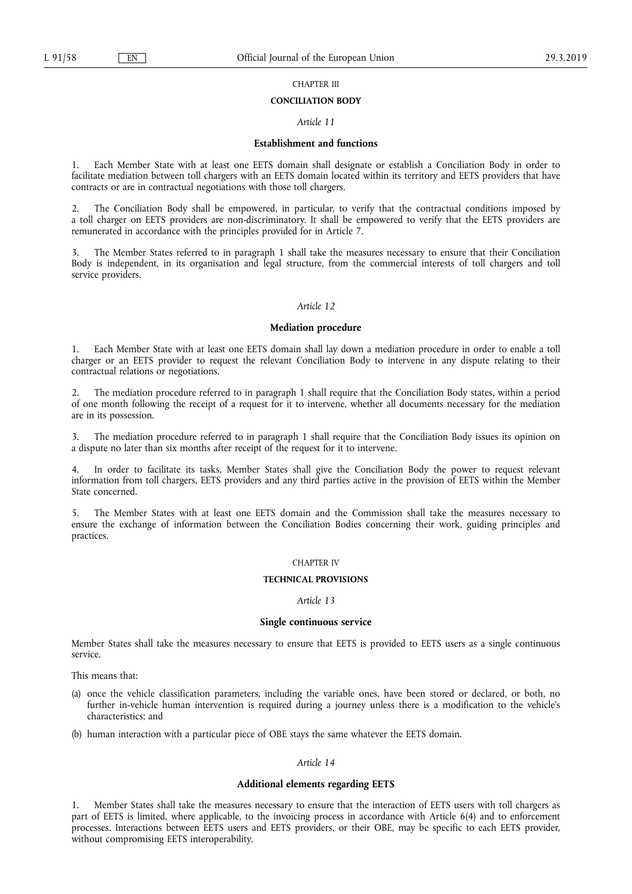CHAPTER III

## CONCILIATION BODY

*Article 11*

### Establishment and functions

1. Each Member State with at least one EETS domain shall designate or establish a Conciliation Body in order to facilitate mediation between toll chargers with an EETS domain located within its territory and EETS providers that have contracts or are in contractual negotiations with those toll chargers.

2. The Conciliation Body shall be empowered, in particular, to verify that the contractual conditions imposed by a toll charger on EETS providers are non-discriminatory. It shall be empowered to verify that the EETS providers are remunerated in accordance with the principles provided for in Article 7.

3. The Member States referred to in paragraph 1 shall take the measures necessary to ensure that their Conciliation Body is independent, in its organisation and legal structure, from the commercial interests of toll chargers and toll service providers.

*Article 12*

### Mediation procedure

1. Each Member State with at least one EETS domain shall lay down a mediation procedure in order to enable a toll charger or an EETS provider to request the relevant Conciliation Body to intervene in any dispute relating to their contractual relations or negotiations.

2. The mediation procedure referred to in paragraph 1 shall require that the Conciliation Body states, within a period of one month following the receipt of a request for it to intervene, whether all documents necessary for the mediation are in its possession.

3. The mediation procedure referred to in paragraph 1 shall require that the Conciliation Body issues its opinion on a dispute no later than six months after receipt of the request for it to intervene.

4. In order to facilitate its tasks, Member States shall give the Conciliation Body the power to request relevant information from toll chargers, EETS providers and any third parties active in the provision of EETS within the Member State concerned.

5. The Member States with at least one EETS domain and the Commission shall take the measures necessary to ensure the exchange of information between the Conciliation Bodies concerning their work, guiding principles and practices.

CHAPTER IV

## TECHNICAL PROVISIONS

*Article 13*

### Single continuous service

Member States shall take the measures necessary to ensure that EETS is provided to EETS users as a single continuous service.

This means that:

(a) once the vehicle classification parameters, including the variable ones, have been stored or declared, or both, no further in-vehicle human intervention is required during a journey unless there is a modification to the vehicle's characteristics; and

(b) human interaction with a particular piece of OBE stays the same whatever the EETS domain.

*Article 14*

### Additional elements regarding EETS

1. Member States shall take the measures necessary to ensure that the interaction of EETS users with toll chargers as part of EETS is limited, where applicable, to the invoicing process in accordance with Article 6(4) and to enforcement processes. Interactions between EETS users and EETS providers, or their OBE, may be specific to each EETS provider, without compromising EETS interoperability.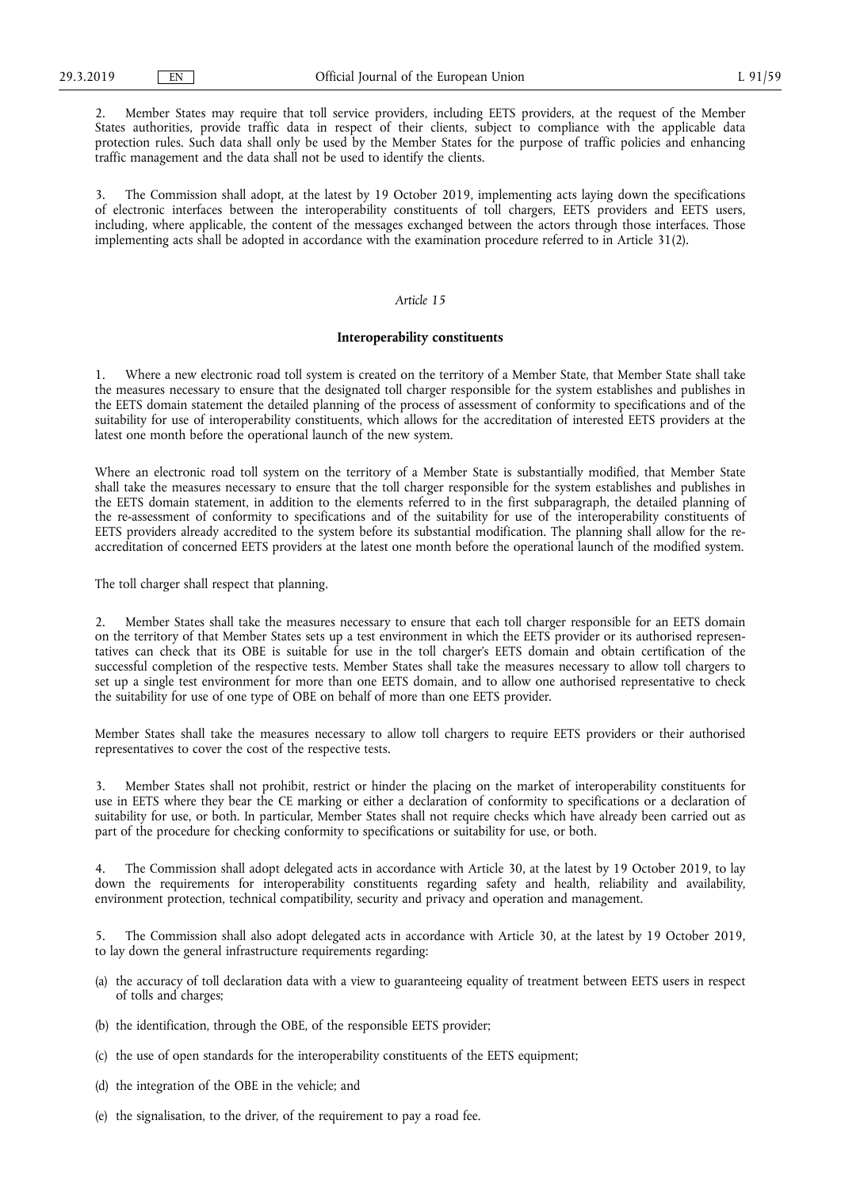2. Member States may require that toll service providers, including EETS providers, at the request of the Member States authorities, provide traffic data in respect of their clients, subject to compliance with the applicable data protection rules. Such data shall only be used by the Member States for the purpose of traffic policies and enhancing traffic management and the data shall not be used to identify the clients.

3. The Commission shall adopt, at the latest by 19 October 2019, implementing acts laying down the specifications of electronic interfaces between the interoperability constituents of toll chargers, EETS providers and EETS users, including, where applicable, the content of the messages exchanged between the actors through those interfaces. Those implementing acts shall be adopted in accordance with the examination procedure referred to in Article 31(2).

*Article 15*

**Interoperability constituents**

1. Where a new electronic road toll system is created on the territory of a Member State, that Member State shall take the measures necessary to ensure that the designated toll charger responsible for the system establishes and publishes in the EETS domain statement the detailed planning of the process of assessment of conformity to specifications and of the suitability for use of interoperability constituents, which allows for the accreditation of interested EETS providers at the latest one month before the operational launch of the new system.

Where an electronic road toll system on the territory of a Member State is substantially modified, that Member State shall take the measures necessary to ensure that the toll charger responsible for the system establishes and publishes in the EETS domain statement, in addition to the elements referred to in the first subparagraph, the detailed planning of the re-assessment of conformity to specifications and of the suitability for use of the interoperability constituents of EETS providers already accredited to the system before its substantial modification. The planning shall allow for the re-accreditation of concerned EETS providers at the latest one month before the operational launch of the modified system.

The toll charger shall respect that planning.

2. Member States shall take the measures necessary to ensure that each toll charger responsible for an EETS domain on the territory of that Member States sets up a test environment in which the EETS provider or its authorised representatives can check that its OBE is suitable for use in the toll charger's EETS domain and obtain certification of the successful completion of the respective tests. Member States shall take the measures necessary to allow toll chargers to set up a single test environment for more than one EETS domain, and to allow one authorised representative to check the suitability for use of one type of OBE on behalf of more than one EETS provider.

Member States shall take the measures necessary to allow toll chargers to require EETS providers or their authorised representatives to cover the cost of the respective tests.

3. Member States shall not prohibit, restrict or hinder the placing on the market of interoperability constituents for use in EETS where they bear the CE marking or either a declaration of conformity to specifications or a declaration of suitability for use, or both. In particular, Member States shall not require checks which have already been carried out as part of the procedure for checking conformity to specifications or suitability for use, or both.

4. The Commission shall adopt delegated acts in accordance with Article 30, at the latest by 19 October 2019, to lay down the requirements for interoperability constituents regarding safety and health, reliability and availability, environment protection, technical compatibility, security and privacy and operation and management.

5. The Commission shall also adopt delegated acts in accordance with Article 30, at the latest by 19 October 2019, to lay down the general infrastructure requirements regarding:

(a) the accuracy of toll declaration data with a view to guaranteeing equality of treatment between EETS users in respect of tolls and charges;

(b) the identification, through the OBE, of the responsible EETS provider;

(c) the use of open standards for the interoperability constituents of the EETS equipment;

(d) the integration of the OBE in the vehicle; and

(e) the signalisation, to the driver, of the requirement to pay a road fee.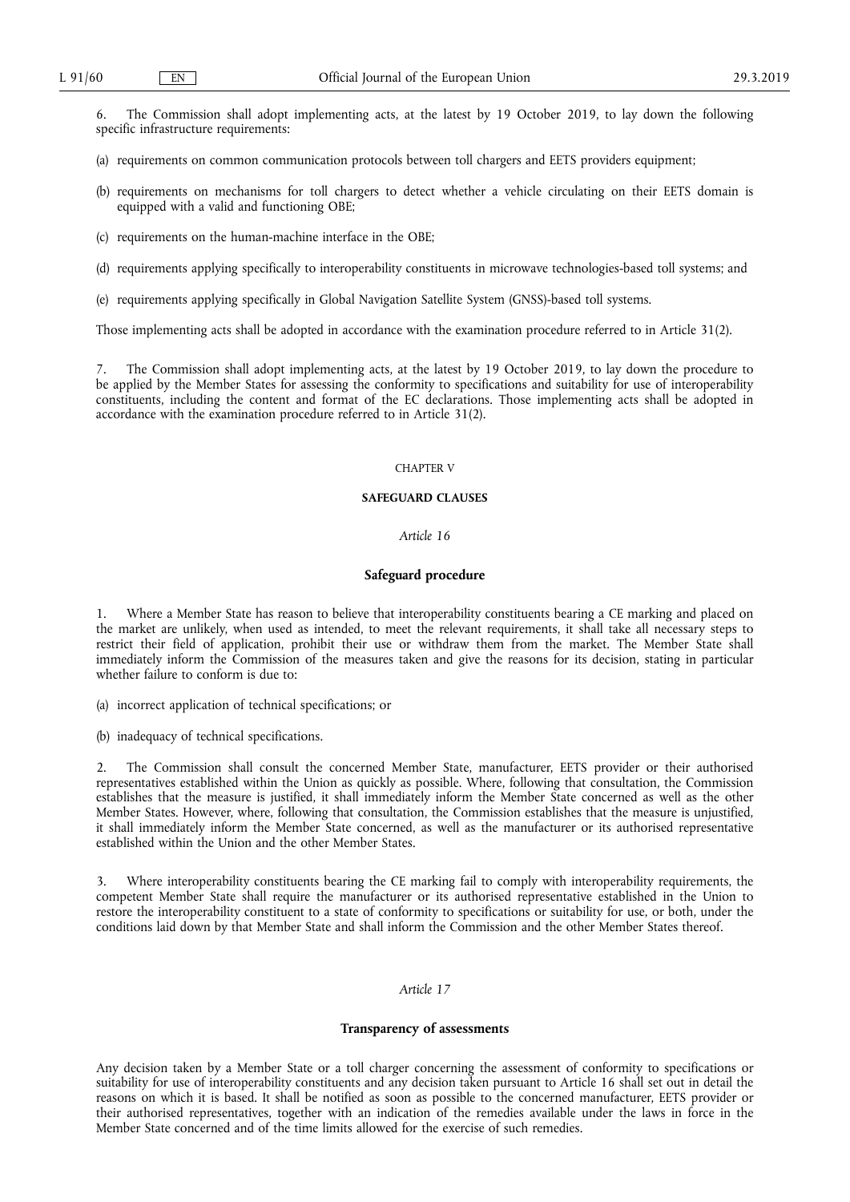6. The Commission shall adopt implementing acts, at the latest by 19 October 2019, to lay down the following specific infrastructure requirements:

(a) requirements on common communication protocols between toll chargers and EETS providers equipment;

(b) requirements on mechanisms for toll chargers to detect whether a vehicle circulating on their EETS domain is equipped with a valid and functioning OBE;

(c) requirements on the human-machine interface in the OBE;

(d) requirements applying specifically to interoperability constituents in microwave technologies-based toll systems; and

(e) requirements applying specifically in Global Navigation Satellite System (GNSS)-based toll systems.

Those implementing acts shall be adopted in accordance with the examination procedure referred to in Article 31(2).

7. The Commission shall adopt implementing acts, at the latest by 19 October 2019, to lay down the procedure to be applied by the Member States for assessing the conformity to specifications and suitability for use of interoperability constituents, including the content and format of the EC declarations. Those implementing acts shall be adopted in accordance with the examination procedure referred to in Article 31(2).

## CHAPTER V

## SAFEGUARD CLAUSES

### *Article 16*

### Safeguard procedure

1. Where a Member State has reason to believe that interoperability constituents bearing a CE marking and placed on the market are unlikely, when used as intended, to meet the relevant requirements, it shall take all necessary steps to restrict their field of application, prohibit their use or withdraw them from the market. The Member State shall immediately inform the Commission of the measures taken and give the reasons for its decision, stating in particular whether failure to conform is due to:

(a) incorrect application of technical specifications; or

(b) inadequacy of technical specifications.

2. The Commission shall consult the concerned Member State, manufacturer, EETS provider or their authorised representatives established within the Union as quickly as possible. Where, following that consultation, the Commission establishes that the measure is justified, it shall immediately inform the Member State concerned as well as the other Member States. However, where, following that consultation, the Commission establishes that the measure is unjustified, it shall immediately inform the Member State concerned, as well as the manufacturer or its authorised representative established within the Union and the other Member States.

3. Where interoperability constituents bearing the CE marking fail to comply with interoperability requirements, the competent Member State shall require the manufacturer or its authorised representative established in the Union to restore the interoperability constituent to a state of conformity to specifications or suitability for use, or both, under the conditions laid down by that Member State and shall inform the Commission and the other Member States thereof.

### *Article 17*

### Transparency of assessments

Any decision taken by a Member State or a toll charger concerning the assessment of conformity to specifications or suitability for use of interoperability constituents and any decision taken pursuant to Article 16 shall set out in detail the reasons on which it is based. It shall be notified as soon as possible to the concerned manufacturer, EETS provider or their authorised representatives, together with an indication of the remedies available under the laws in force in the Member State concerned and of the time limits allowed for the exercise of such remedies.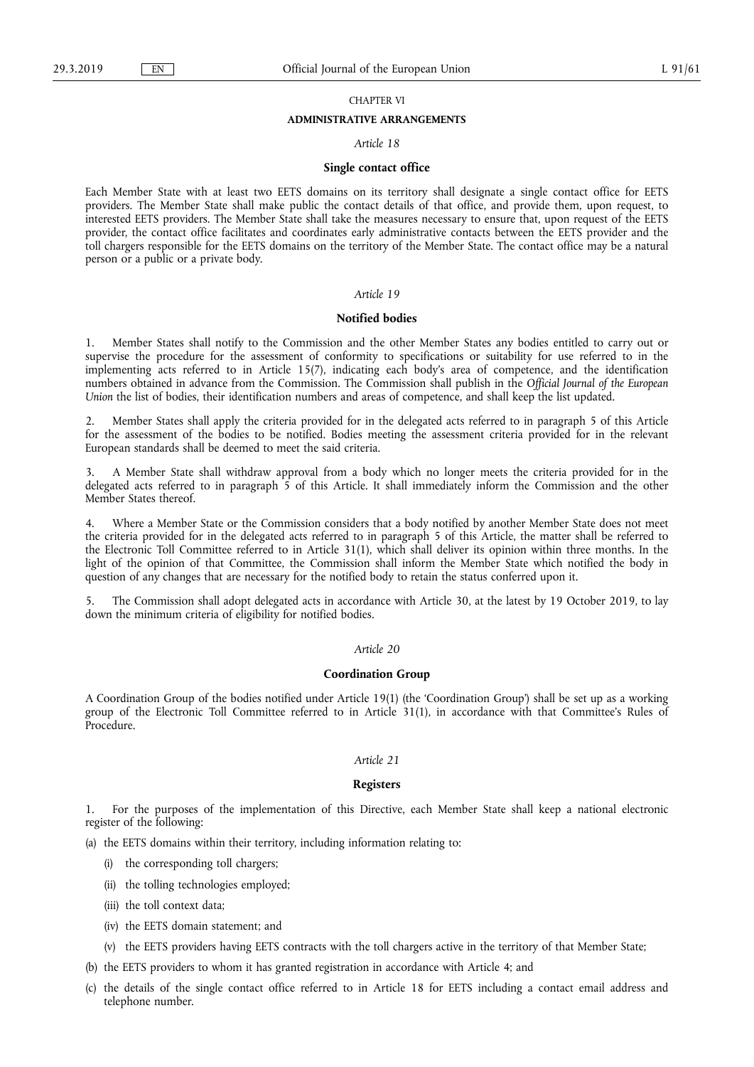## CHAPTER VI

### ADMINISTRATIVE ARRANGEMENTS

*Article 18*

**Single contact office**

Each Member State with at least two EETS domains on its territory shall designate a single contact office for EETS providers. The Member State shall make public the contact details of that office, and provide them, upon request, to interested EETS providers. The Member State shall take the measures necessary to ensure that, upon request of the EETS provider, the contact office facilitates and coordinates early administrative contacts between the EETS provider and the toll chargers responsible for the EETS domains on the territory of the Member State. The contact office may be a natural person or a public or a private body.

*Article 19*

**Notified bodies**

1. Member States shall notify to the Commission and the other Member States any bodies entitled to carry out or supervise the procedure for the assessment of conformity to specifications or suitability for use referred to in the implementing acts referred to in Article 15(7), indicating each body's area of competence, and the identification numbers obtained in advance from the Commission. The Commission shall publish in the *Official Journal of the European Union* the list of bodies, their identification numbers and areas of competence, and shall keep the list updated.

2. Member States shall apply the criteria provided for in the delegated acts referred to in paragraph 5 of this Article for the assessment of the bodies to be notified. Bodies meeting the assessment criteria provided for in the relevant European standards shall be deemed to meet the said criteria.

3. A Member State shall withdraw approval from a body which no longer meets the criteria provided for in the delegated acts referred to in paragraph 5 of this Article. It shall immediately inform the Commission and the other Member States thereof.

4. Where a Member State or the Commission considers that a body notified by another Member State does not meet the criteria provided for in the delegated acts referred to in paragraph 5 of this Article, the matter shall be referred to the Electronic Toll Committee referred to in Article 31(1), which shall deliver its opinion within three months. In the light of the opinion of that Committee, the Commission shall inform the Member State which notified the body in question of any changes that are necessary for the notified body to retain the status conferred upon it.

5. The Commission shall adopt delegated acts in accordance with Article 30, at the latest by 19 October 2019, to lay down the minimum criteria of eligibility for notified bodies.

*Article 20*

**Coordination Group**

A Coordination Group of the bodies notified under Article 19(1) (the 'Coordination Group') shall be set up as a working group of the Electronic Toll Committee referred to in Article 31(1), in accordance with that Committee's Rules of Procedure.

*Article 21*

**Registers**

1. For the purposes of the implementation of this Directive, each Member State shall keep a national electronic register of the following:

(a) the EETS domains within their territory, including information relating to:

  (i) the corresponding toll chargers;

  (ii) the tolling technologies employed;

  (iii) the toll context data;

  (iv) the EETS domain statement; and

  (v) the EETS providers having EETS contracts with the toll chargers active in the territory of that Member State;

(b) the EETS providers to whom it has granted registration in accordance with Article 4; and

(c) the details of the single contact office referred to in Article 18 for EETS including a contact email address and telephone number.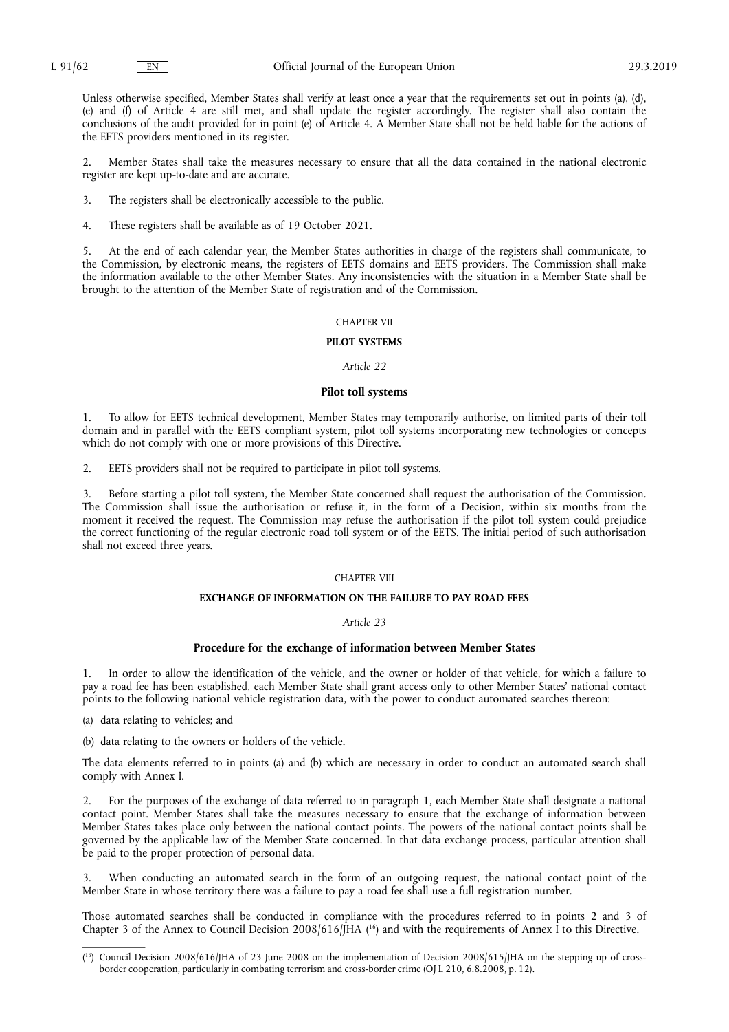Unless otherwise specified, Member States shall verify at least once a year that the requirements set out in points (a), (d), (e) and (f) of Article 4 are still met, and shall update the register accordingly. The register shall also contain the conclusions of the audit provided for in point (e) of Article 4. A Member State shall not be held liable for the actions of the EETS providers mentioned in its register.

2. Member States shall take the measures necessary to ensure that all the data contained in the national electronic register are kept up-to-date and are accurate.

3. The registers shall be electronically accessible to the public.

4. These registers shall be available as of 19 October 2021.

5. At the end of each calendar year, the Member States authorities in charge of the registers shall communicate, to the Commission, by electronic means, the registers of EETS domains and EETS providers. The Commission shall make the information available to the other Member States. Any inconsistencies with the situation in a Member State shall be brought to the attention of the Member State of registration and of the Commission.

## CHAPTER VII

## PILOT SYSTEMS

### *Article 22*

### Pilot toll systems

1. To allow for EETS technical development, Member States may temporarily authorise, on limited parts of their toll domain and in parallel with the EETS compliant system, pilot toll systems incorporating new technologies or concepts which do not comply with one or more provisions of this Directive.

2. EETS providers shall not be required to participate in pilot toll systems.

3. Before starting a pilot toll system, the Member State concerned shall request the authorisation of the Commission. The Commission shall issue the authorisation or refuse it, in the form of a Decision, within six months from the moment it received the request. The Commission may refuse the authorisation if the pilot toll system could prejudice the correct functioning of the regular electronic road toll system or of the EETS. The initial period of such authorisation shall not exceed three years.

## CHAPTER VIII

## EXCHANGE OF INFORMATION ON THE FAILURE TO PAY ROAD FEES

### *Article 23*

### Procedure for the exchange of information between Member States

1. In order to allow the identification of the vehicle, and the owner or holder of that vehicle, for which a failure to pay a road fee has been established, each Member State shall grant access only to other Member States' national contact points to the following national vehicle registration data, with the power to conduct automated searches thereon:

(a) data relating to vehicles; and

(b) data relating to the owners or holders of the vehicle.

The data elements referred to in points (a) and (b) which are necessary in order to conduct an automated search shall comply with Annex I.

2. For the purposes of the exchange of data referred to in paragraph 1, each Member State shall designate a national contact point. Member States shall take the measures necessary to ensure that the exchange of information between Member States takes place only between the national contact points. The powers of the national contact points shall be governed by the applicable law of the Member State concerned. In that data exchange process, particular attention shall be paid to the proper protection of personal data.

3. When conducting an automated search in the form of an outgoing request, the national contact point of the Member State in whose territory there was a failure to pay a road fee shall use a full registration number.

Those automated searches shall be conducted in compliance with the procedures referred to in points 2 and 3 of Chapter 3 of the Annex to Council Decision 2008/616/JHA [16] and with the requirements of Annex I to this Directive.

---

[16] Council Decision 2008/616/JHA of 23 June 2008 on the implementation of Decision 2008/615/JHA on the stepping up of cross-border cooperation, particularly in combating terrorism and cross-border crime (OJ L 210, 6.8.2008, p. 12).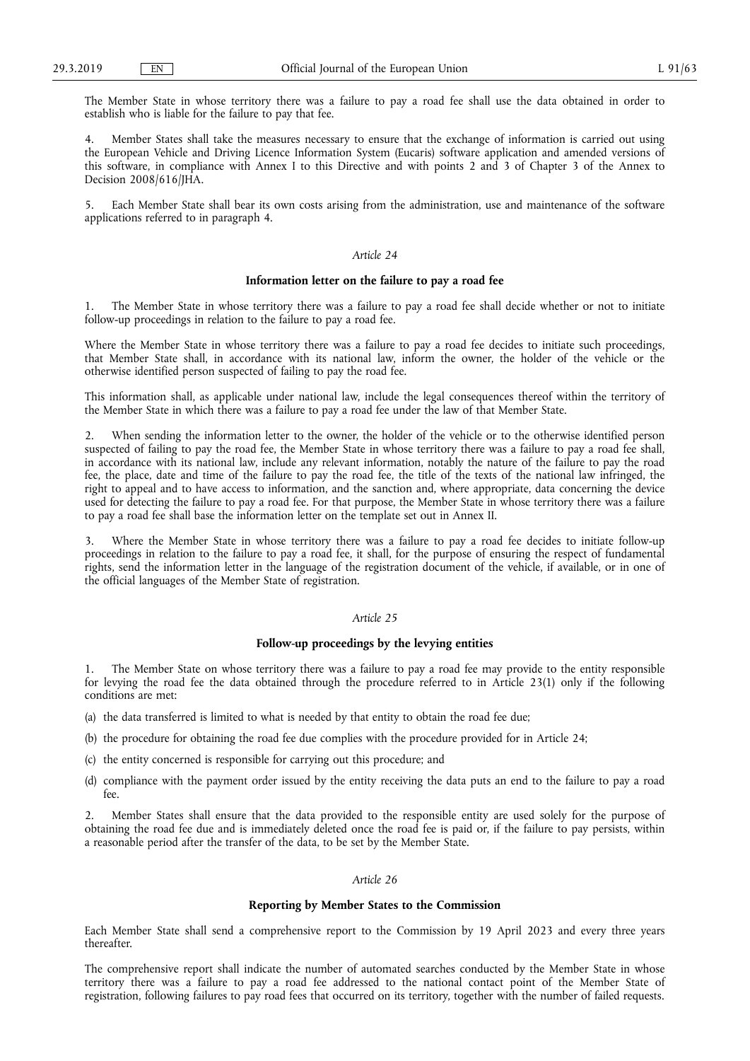The Member State in whose territory there was a failure to pay a road fee shall use the data obtained in order to establish who is liable for the failure to pay that fee.

4. Member States shall take the measures necessary to ensure that the exchange of information is carried out using the European Vehicle and Driving Licence Information System (Eucaris) software application and amended versions of this software, in compliance with Annex I to this Directive and with points 2 and 3 of Chapter 3 of the Annex to Decision 2008/616/JHA.

5. Each Member State shall bear its own costs arising from the administration, use and maintenance of the software applications referred to in paragraph 4.

*Article 24*

**Information letter on the failure to pay a road fee**

1. The Member State in whose territory there was a failure to pay a road fee shall decide whether or not to initiate follow-up proceedings in relation to the failure to pay a road fee.

Where the Member State in whose territory there was a failure to pay a road fee decides to initiate such proceedings, that Member State shall, in accordance with its national law, inform the owner, the holder of the vehicle or the otherwise identified person suspected of failing to pay the road fee.

This information shall, as applicable under national law, include the legal consequences thereof within the territory of the Member State in which there was a failure to pay a road fee under the law of that Member State.

2. When sending the information letter to the owner, the holder of the vehicle or to the otherwise identified person suspected of failing to pay the road fee, the Member State in whose territory there was a failure to pay a road fee shall, in accordance with its national law, include any relevant information, notably the nature of the failure to pay the road fee, the place, date and time of the failure to pay the road fee, the title of the texts of the national law infringed, the right to appeal and to have access to information, and the sanction and, where appropriate, data concerning the device used for detecting the failure to pay a road fee. For that purpose, the Member State in whose territory there was a failure to pay a road fee shall base the information letter on the template set out in Annex II.

3. Where the Member State in whose territory there was a failure to pay a road fee decides to initiate follow-up proceedings in relation to the failure to pay a road fee, it shall, for the purpose of ensuring the respect of fundamental rights, send the information letter in the language of the registration document of the vehicle, if available, or in one of the official languages of the Member State of registration.

*Article 25*

**Follow-up proceedings by the levying entities**

1. The Member State on whose territory there was a failure to pay a road fee may provide to the entity responsible for levying the road fee the data obtained through the procedure referred to in Article 23(1) only if the following conditions are met:

(a) the data transferred is limited to what is needed by that entity to obtain the road fee due;

(b) the procedure for obtaining the road fee due complies with the procedure provided for in Article 24;

(c) the entity concerned is responsible for carrying out this procedure; and

(d) compliance with the payment order issued by the entity receiving the data puts an end to the failure to pay a road fee.

2. Member States shall ensure that the data provided to the responsible entity are used solely for the purpose of obtaining the road fee due and is immediately deleted once the road fee is paid or, if the failure to pay persists, within a reasonable period after the transfer of the data, to be set by the Member State.

*Article 26*

**Reporting by Member States to the Commission**

Each Member State shall send a comprehensive report to the Commission by 19 April 2023 and every three years thereafter.

The comprehensive report shall indicate the number of automated searches conducted by the Member State in whose territory there was a failure to pay a road fee addressed to the national contact point of the Member State of registration, following failures to pay road fees that occurred on its territory, together with the number of failed requests.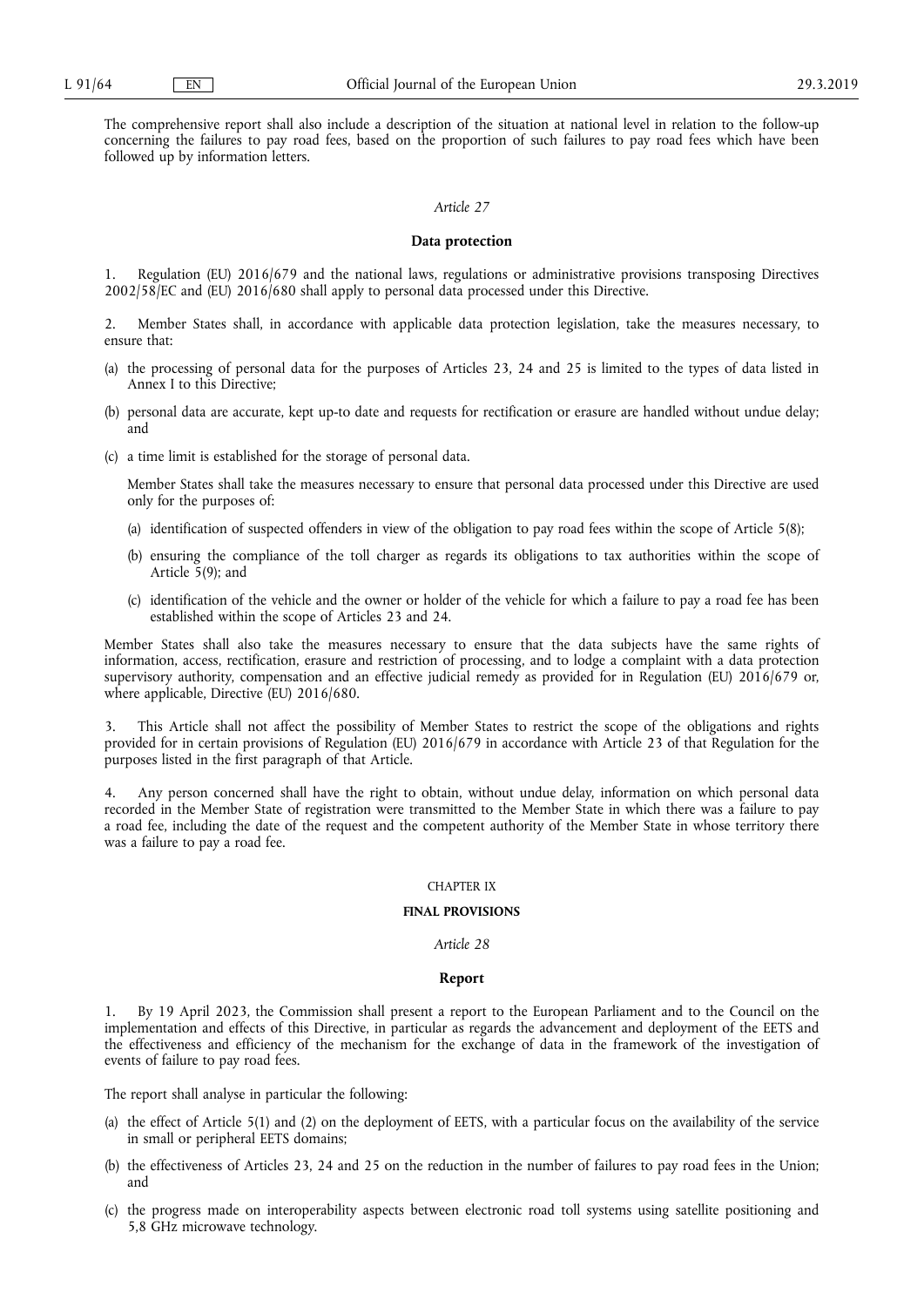The comprehensive report shall also include a description of the situation at national level in relation to the follow-up concerning the failures to pay road fees, based on the proportion of such failures to pay road fees which have been followed up by information letters.

*Article 27*

**Data protection**

1. Regulation (EU) 2016/679 and the national laws, regulations or administrative provisions transposing Directives 2002/58/EC and (EU) 2016/680 shall apply to personal data processed under this Directive.

2. Member States shall, in accordance with applicable data protection legislation, take the measures necessary, to ensure that:

(a) the processing of personal data for the purposes of Articles 23, 24 and 25 is limited to the types of data listed in Annex I to this Directive;

(b) personal data are accurate, kept up-to date and requests for rectification or erasure are handled without undue delay; and

(c) a time limit is established for the storage of personal data.

Member States shall take the measures necessary to ensure that personal data processed under this Directive are used only for the purposes of:

(a) identification of suspected offenders in view of the obligation to pay road fees within the scope of Article 5(8);

(b) ensuring the compliance of the toll charger as regards its obligations to tax authorities within the scope of Article 5(9); and

(c) identification of the vehicle and the owner or holder of the vehicle for which a failure to pay a road fee has been established within the scope of Articles 23 and 24.

Member States shall also take the measures necessary to ensure that the data subjects have the same rights of information, access, rectification, erasure and restriction of processing, and to lodge a complaint with a data protection supervisory authority, compensation and an effective judicial remedy as provided for in Regulation (EU) 2016/679 or, where applicable, Directive (EU) 2016/680.

3. This Article shall not affect the possibility of Member States to restrict the scope of the obligations and rights provided for in certain provisions of Regulation (EU) 2016/679 in accordance with Article 23 of that Regulation for the purposes listed in the first paragraph of that Article.

4. Any person concerned shall have the right to obtain, without undue delay, information on which personal data recorded in the Member State of registration were transmitted to the Member State in which there was a failure to pay a road fee, including the date of the request and the competent authority of the Member State in whose territory there was a failure to pay a road fee.

CHAPTER IX

**FINAL PROVISIONS**

*Article 28*

**Report**

1. By 19 April 2023, the Commission shall present a report to the European Parliament and to the Council on the implementation and effects of this Directive, in particular as regards the advancement and deployment of the EETS and the effectiveness and efficiency of the mechanism for the exchange of data in the framework of the investigation of events of failure to pay road fees.

The report shall analyse in particular the following:

(a) the effect of Article 5(1) and (2) on the deployment of EETS, with a particular focus on the availability of the service in small or peripheral EETS domains;

(b) the effectiveness of Articles 23, 24 and 25 on the reduction in the number of failures to pay road fees in the Union; and

(c) the progress made on interoperability aspects between electronic road toll systems using satellite positioning and 5,8 GHz microwave technology.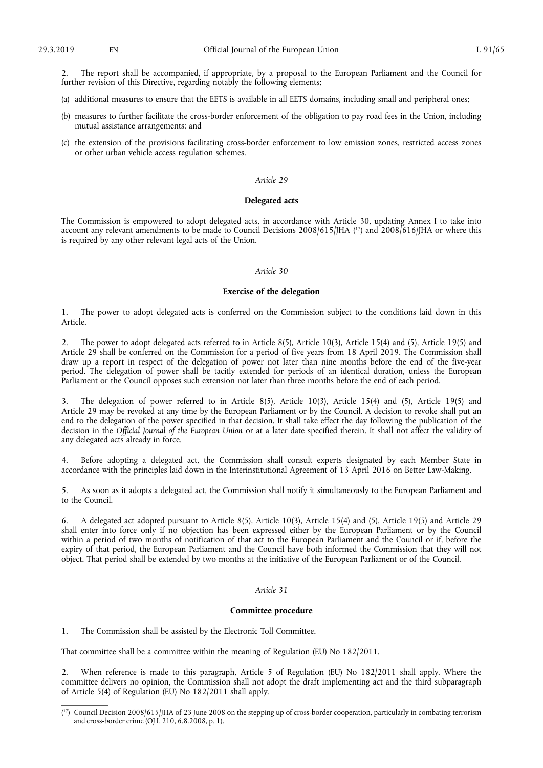2. The report shall be accompanied, if appropriate, by a proposal to the European Parliament and the Council for further revision of this Directive, regarding notably the following elements:

(a) additional measures to ensure that the EETS is available in all EETS domains, including small and peripheral ones;

(b) measures to further facilitate the cross-border enforcement of the obligation to pay road fees in the Union, including mutual assistance arrangements; and

(c) the extension of the provisions facilitating cross-border enforcement to low emission zones, restricted access zones or other urban vehicle access regulation schemes.

*Article 29*

**Delegated acts**

The Commission is empowered to adopt delegated acts, in accordance with Article 30, updating Annex I to take into account any relevant amendments to be made to Council Decisions 2008/615/JHA ([17]) and 2008/616/JHA or where this is required by any other relevant legal acts of the Union.

*Article 30*

**Exercise of the delegation**

1. The power to adopt delegated acts is conferred on the Commission subject to the conditions laid down in this Article.

2. The power to adopt delegated acts referred to in Article 8(5), Article 10(3), Article 15(4) and (5), Article 19(5) and Article 29 shall be conferred on the Commission for a period of five years from 18 April 2019. The Commission shall draw up a report in respect of the delegation of power not later than nine months before the end of the five-year period. The delegation of power shall be tacitly extended for periods of an identical duration, unless the European Parliament or the Council opposes such extension not later than three months before the end of each period.

3. The delegation of power referred to in Article 8(5), Article 10(3), Article 15(4) and (5), Article 19(5) and Article 29 may be revoked at any time by the European Parliament or by the Council. A decision to revoke shall put an end to the delegation of the power specified in that decision. It shall take effect the day following the publication of the decision in the *Official Journal of the European Union* or at a later date specified therein. It shall not affect the validity of any delegated acts already in force.

4. Before adopting a delegated act, the Commission shall consult experts designated by each Member State in accordance with the principles laid down in the Interinstitutional Agreement of 13 April 2016 on Better Law-Making.

5. As soon as it adopts a delegated act, the Commission shall notify it simultaneously to the European Parliament and to the Council.

6. A delegated act adopted pursuant to Article 8(5), Article 10(3), Article 15(4) and (5), Article 19(5) and Article 29 shall enter into force only if no objection has been expressed either by the European Parliament or by the Council within a period of two months of notification of that act to the European Parliament and the Council or if, before the expiry of that period, the European Parliament and the Council have both informed the Commission that they will not object. That period shall be extended by two months at the initiative of the European Parliament or of the Council.

*Article 31*

**Committee procedure**

1. The Commission shall be assisted by the Electronic Toll Committee.

That committee shall be a committee within the meaning of Regulation (EU) No 182/2011.

2. When reference is made to this paragraph, Article 5 of Regulation (EU) No 182/2011 shall apply. Where the committee delivers no opinion, the Commission shall not adopt the draft implementing act and the third subparagraph of Article 5(4) of Regulation (EU) No 182/2011 shall apply.

---

([17]) Council Decision 2008/615/JHA of 23 June 2008 on the stepping up of cross-border cooperation, particularly in combating terrorism and cross-border crime (OJ L 210, 6.8.2008, p. 1).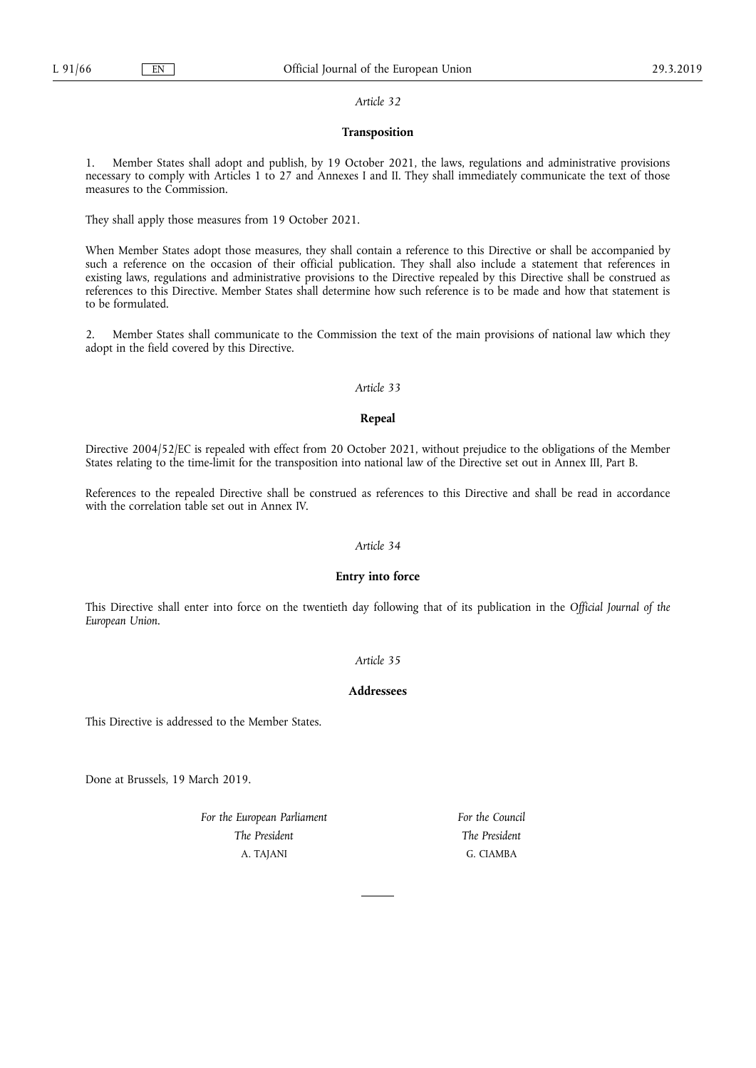*Article 32*

**Transposition**

1. Member States shall adopt and publish, by 19 October 2021, the laws, regulations and administrative provisions necessary to comply with Articles 1 to 27 and Annexes I and II. They shall immediately communicate the text of those measures to the Commission.

They shall apply those measures from 19 October 2021.

When Member States adopt those measures, they shall contain a reference to this Directive or shall be accompanied by such a reference on the occasion of their official publication. They shall also include a statement that references in existing laws, regulations and administrative provisions to the Directive repealed by this Directive shall be construed as references to this Directive. Member States shall determine how such reference is to be made and how that statement is to be formulated.

2. Member States shall communicate to the Commission the text of the main provisions of national law which they adopt in the field covered by this Directive.

*Article 33*

**Repeal**

Directive 2004/52/EC is repealed with effect from 20 October 2021, without prejudice to the obligations of the Member States relating to the time-limit for the transposition into national law of the Directive set out in Annex III, Part B.

References to the repealed Directive shall be construed as references to this Directive and shall be read in accordance with the correlation table set out in Annex IV.

*Article 34*

**Entry into force**

This Directive shall enter into force on the twentieth day following that of its publication in the *Official Journal of the European Union*.

*Article 35*

**Addressees**

This Directive is addressed to the Member States.

Done at Brussels, 19 March 2019.

| *For the European Parliament* | *For the Council* |
|---|---|
| *The President* | *The President* |
| A. TAJANI | G. CIAMBA |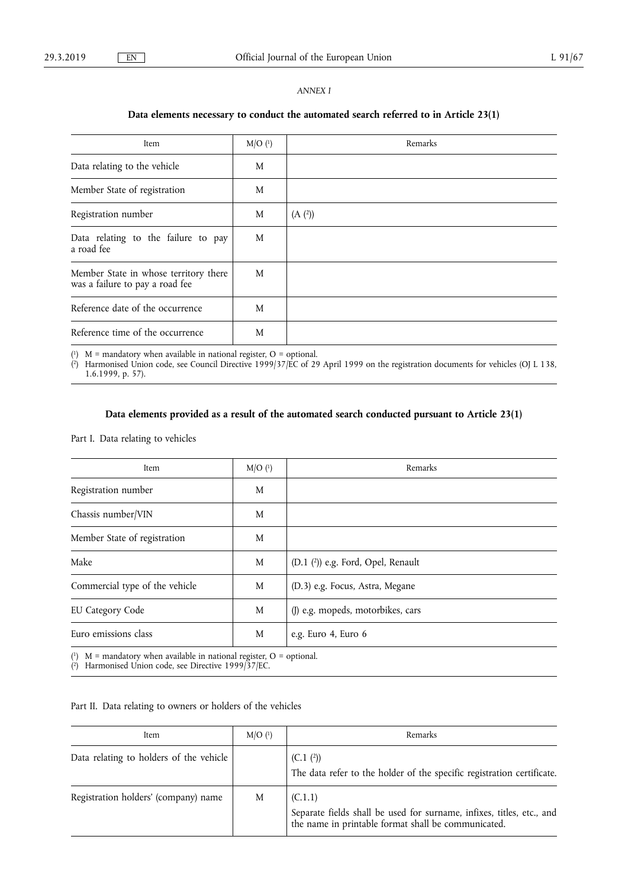*ANNEX I*

**Data elements necessary to conduct the automated search referred to in Article 23(1)**

| Item | M/O [1] | Remarks |
|---|---|---|
| Data relating to the vehicle | M | |
| Member State of registration | M | |
| Registration number | M | (A [2]) |
| Data relating to the failure to pay a road fee | M | |
| Member State in whose territory there was a failure to pay a road fee | M | |
| Reference date of the occurrence | M | |
| Reference time of the occurrence | M | |

[1] M = mandatory when available in national register, O = optional.
[2] Harmonised Union code, see Council Directive 1999/37/EC of 29 April 1999 on the registration documents for vehicles (OJ L 138, 1.6.1999, p. 57).

**Data elements provided as a result of the automated search conducted pursuant to Article 23(1)**

Part I. Data relating to vehicles

| Item | M/O [1] | Remarks |
|---|---|---|
| Registration number | M | |
| Chassis number/VIN | M | |
| Member State of registration | M | |
| Make | M | (D.1 [2]) e.g. Ford, Opel, Renault |
| Commercial type of the vehicle | M | (D.3) e.g. Focus, Astra, Megane |
| EU Category Code | M | (J) e.g. mopeds, motorbikes, cars |
| Euro emissions class | M | e.g. Euro 4, Euro 6 |

[1] M = mandatory when available in national register, O = optional.
[2] Harmonised Union code, see Directive 1999/37/EC.

Part II. Data relating to owners or holders of the vehicles

| Item | M/O [1] | Remarks |
|---|---|---|
| Data relating to holders of the vehicle | | (C.1 [2]) The data refer to the holder of the specific registration certificate. |
| Registration holders' (company) name | M | (C.1.1) Separate fields shall be used for surname, infixes, titles, etc., and the name in printable format shall be communicated. |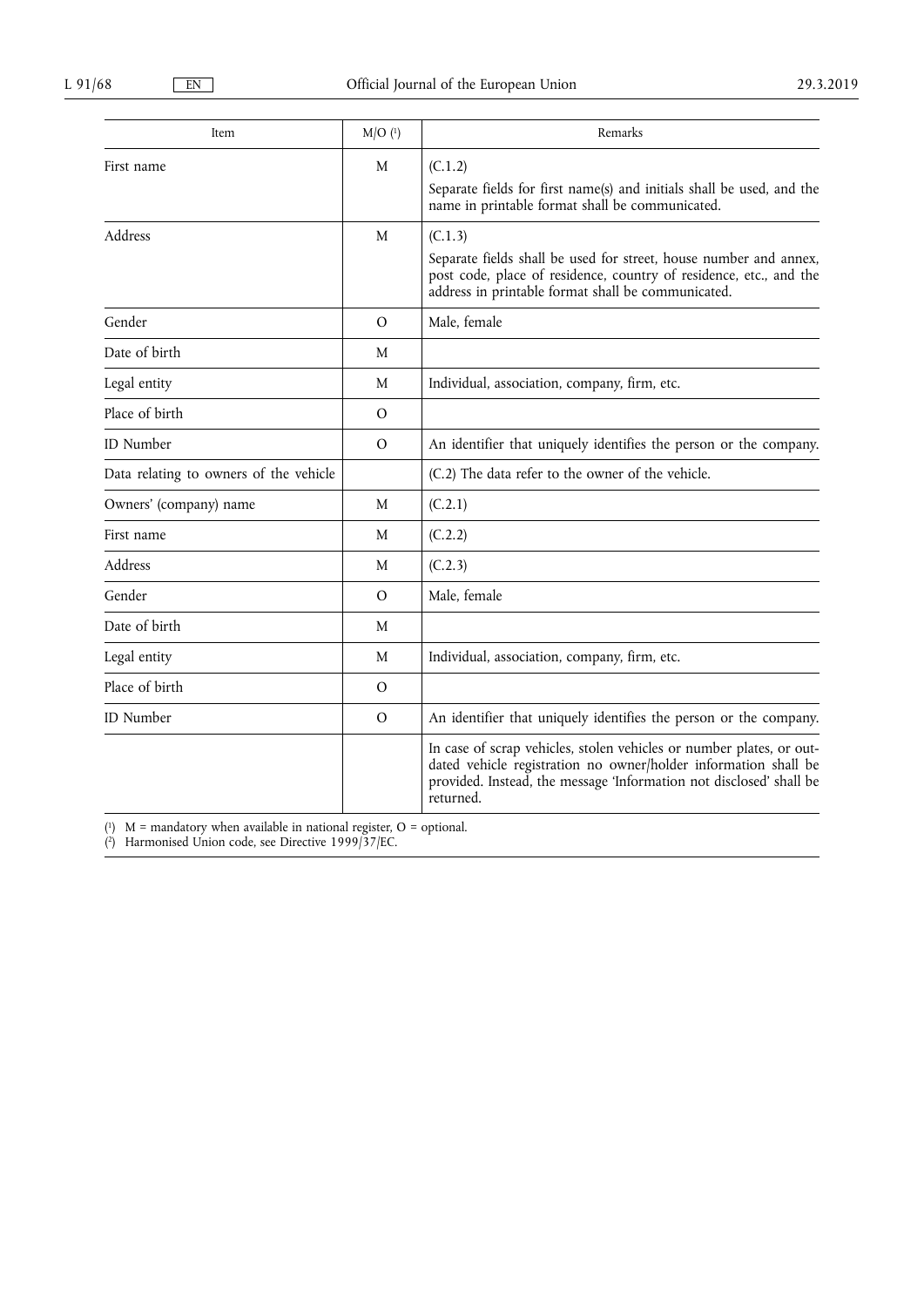| Item | M/O [1] | Remarks |
|---|---|---|
| First name | M | (C.1.2)<br>Separate fields for first name(s) and initials shall be used, and the name in printable format shall be communicated. |
| Address | M | (C.1.3)<br>Separate fields shall be used for street, house number and annex, post code, place of residence, country of residence, etc., and the address in printable format shall be communicated. |
| Gender | O | Male, female |
| Date of birth | M | |
| Legal entity | M | Individual, association, company, firm, etc. |
| Place of birth | O | |
| ID Number | O | An identifier that uniquely identifies the person or the company. |
| Data relating to owners of the vehicle | | (C.2) The data refer to the owner of the vehicle. |
| Owners' (company) name | M | (C.2.1) |
| First name | M | (C.2.2) |
| Address | M | (C.2.3) |
| Gender | O | Male, female |
| Date of birth | M | |
| Legal entity | M | Individual, association, company, firm, etc. |
| Place of birth | O | |
| ID Number | O | An identifier that uniquely identifies the person or the company. |
| | | In case of scrap vehicles, stolen vehicles or number plates, or outdated vehicle registration no owner/holder information shall be provided. Instead, the message 'Information not disclosed' shall be returned. |

[1] M = mandatory when available in national register, O = optional.

[2] Harmonised Union code, see Directive 1999/37/EC.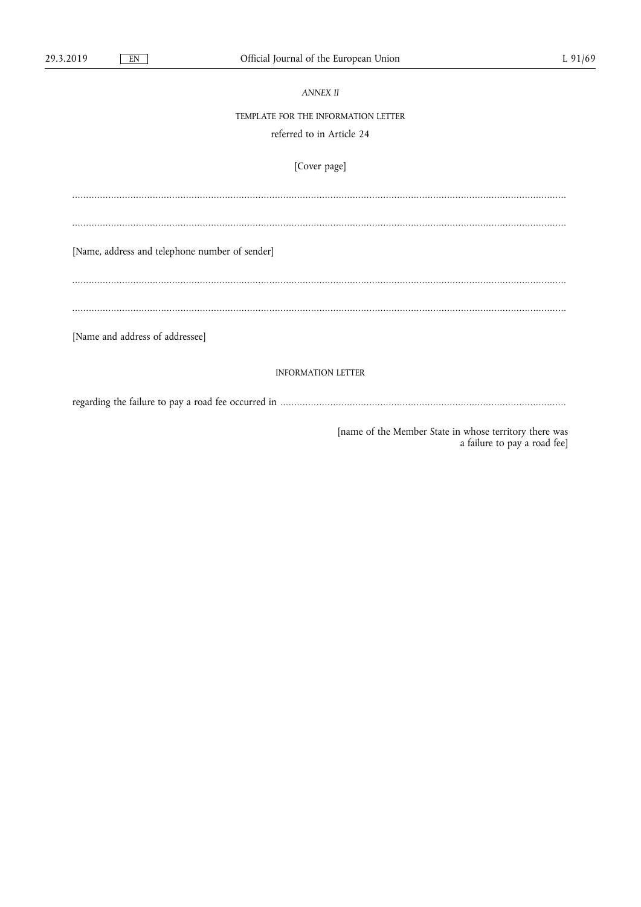*ANNEX II*

TEMPLATE FOR THE INFORMATION LETTER

referred to in Article 24

[Cover page]

..........................................................................................................................................................................

..........................................................................................................................................................................

[Name, address and telephone number of sender]

..........................................................................................................................................................................

..........................................................................................................................................................................

[Name and address of addressee]

INFORMATION LETTER

regarding the failure to pay a road fee occurred in ......................................................................................................

[name of the Member State in whose territory there was a failure to pay a road fee]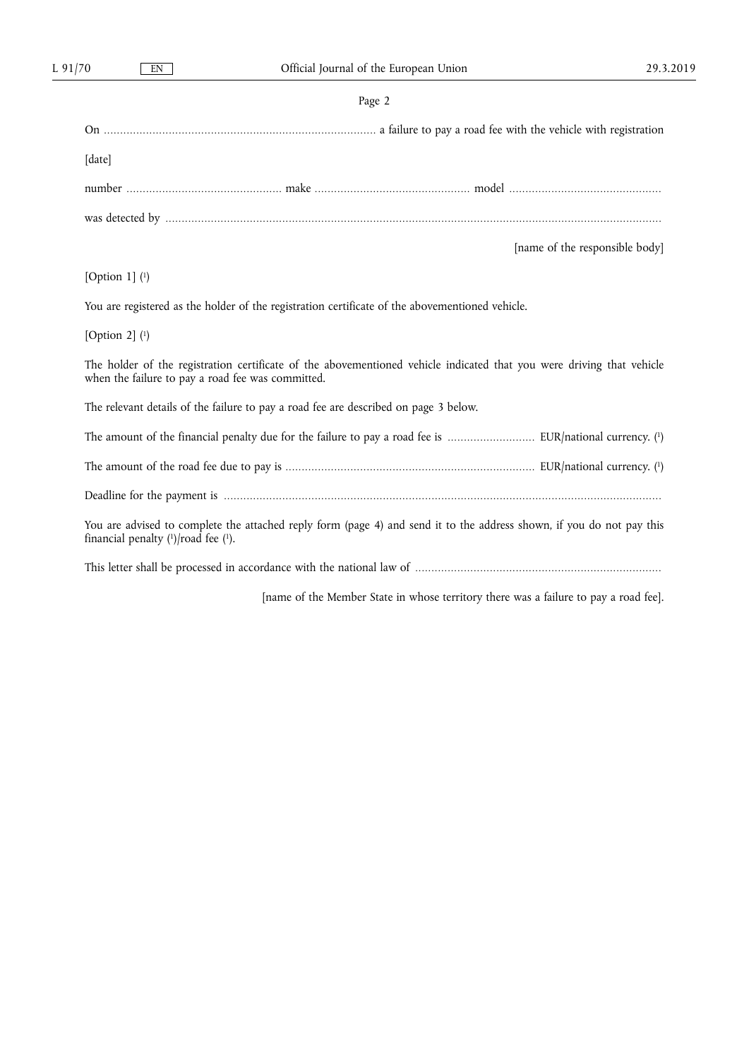Page 2

On .................................................................................... a failure to pay a road fee with the vehicle with registration

[date]

number ................................................ make ................................................ model ..............................................

was detected by ........................................................................................................................................................

[name of the responsible body]

[Option 1] [1]

You are registered as the holder of the registration certificate of the abovementioned vehicle.

[Option 2] [1]

The holder of the registration certificate of the abovementioned vehicle indicated that you were driving that vehicle when the failure to pay a road fee was committed.

The relevant details of the failure to pay a road fee are described on page 3 below.

The amount of the financial penalty due for the failure to pay a road fee is ........................... EUR/national currency. [1]

The amount of the road fee due to pay is ............................................................................. EUR/national currency. [1]

Deadline for the payment is ......................................................................................................................................

You are advised to complete the attached reply form (page 4) and send it to the address shown, if you do not pay this financial penalty [1]/road fee [1].

This letter shall be processed in accordance with the national law of ............................................................................

[name of the Member State in whose territory there was a failure to pay a road fee].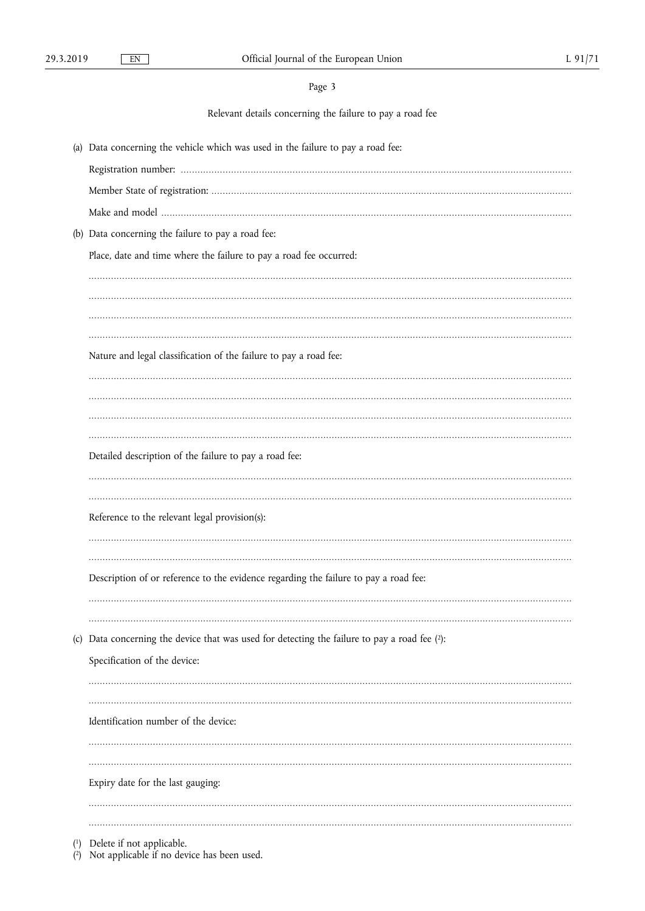Page 3

Relevant details concerning the failure to pay a road fee

(a) Data concerning the vehicle which was used in the failure to pay a road fee:

Registration number: ..........................................................................................................................................

Member State of registration: ..............................................................................................................................

Make and model ...............................................................................................................................................

(b) Data concerning the failure to pay a road fee:

Place, date and time where the failure to pay a road fee occurred:

..........................................................................................................................................................................

..........................................................................................................................................................................

..........................................................................................................................................................................

..........................................................................................................................................................................

Nature and legal classification of the failure to pay a road fee:

..........................................................................................................................................................................

..........................................................................................................................................................................

..........................................................................................................................................................................

..........................................................................................................................................................................

Detailed description of the failure to pay a road fee:

..........................................................................................................................................................................

..........................................................................................................................................................................

Reference to the relevant legal provision(s):

..........................................................................................................................................................................

..........................................................................................................................................................................

Description of or reference to the evidence regarding the failure to pay a road fee:

..........................................................................................................................................................................

..........................................................................................................................................................................

(c) Data concerning the device that was used for detecting the failure to pay a road fee [2]:

Specification of the device:

..........................................................................................................................................................................

..........................................................................................................................................................................

Identification number of the device:

..........................................................................................................................................................................

..........................................................................................................................................................................

Expiry date for the last gauging:

..........................................................................................................................................................................

..........................................................................................................................................................................

[1] Delete if not applicable.

[2] Not applicable if no device has been used.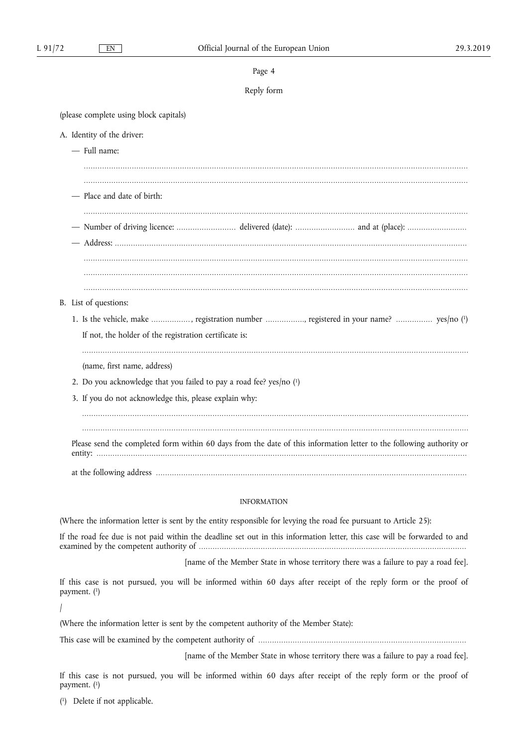Page 4

Reply form

(please complete using block capitals)

A. Identity of the driver:

— Full name:

.....................................................................................................................................................

.....................................................................................................................................................

— Place and date of birth:

.....................................................................................................................................................

— Number of driving licence: .......................... delivered (date): .......................... and at (place): ..........................

— Address: .......................................................................................................................................

.....................................................................................................................................................

.....................................................................................................................................................

.....................................................................................................................................................

B. List of questions:

1. Is the vehicle, make ................., registration number ................., registered in your name? ................ yes/no [1]

   If not, the holder of the registration certificate is:

   .....................................................................................................................................................

   (name, first name, address)

2. Do you acknowledge that you failed to pay a road fee? yes/no [1]

3. If you do not acknowledge this, please explain why:

   .....................................................................................................................................................

   .....................................................................................................................................................

Please send the completed form within 60 days from the date of this information letter to the following authority or entity: ..........................................................................................................................................

at the following address .......................................................................................................................

INFORMATION

(Where the information letter is sent by the entity responsible for levying the road fee pursuant to Article 25):

If the road fee due is not paid within the deadline set out in this information letter, this case will be forwarded to and examined by the competent authority of ....................................................................................................................

[name of the Member State in whose territory there was a failure to pay a road fee].

If this case is not pursued, you will be informed within 60 days after receipt of the reply form or the proof of payment. [1]

/

(Where the information letter is sent by the competent authority of the Member State):

This case will be examined by the competent authority of ..........................................................................................

[name of the Member State in whose territory there was a failure to pay a road fee].

If this case is not pursued, you will be informed within 60 days after receipt of the reply form or the proof of payment. [1]

[1] Delete if not applicable.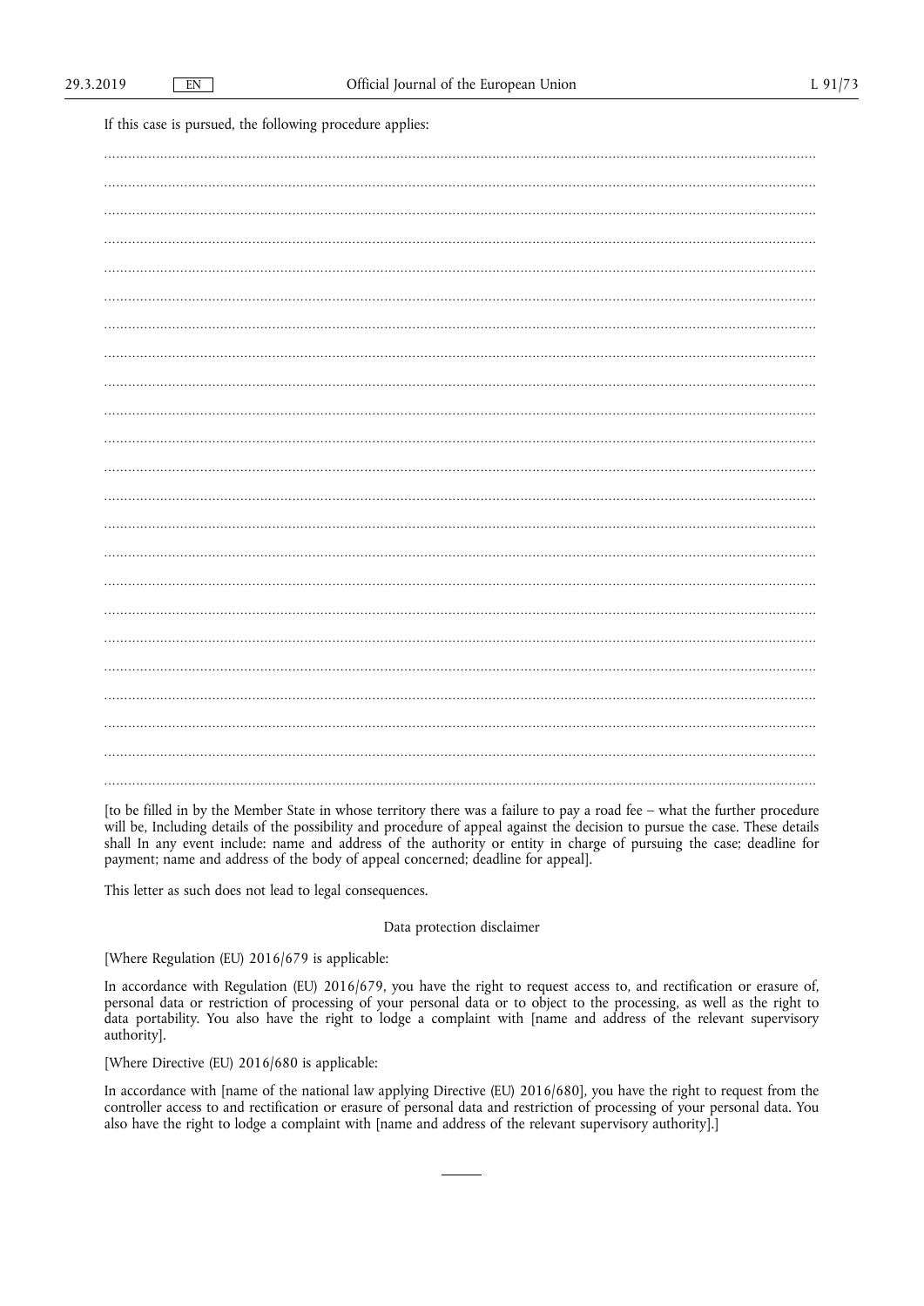If this case is pursued, the following procedure applies:

.....................................................................................................................................................................

.....................................................................................................................................................................

.....................................................................................................................................................................

.....................................................................................................................................................................

.....................................................................................................................................................................

.....................................................................................................................................................................

.....................................................................................................................................................................

.....................................................................................................................................................................

.....................................................................................................................................................................

.....................................................................................................................................................................

.....................................................................................................................................................................

.....................................................................................................................................................................

.....................................................................................................................................................................

.....................................................................................................................................................................

.....................................................................................................................................................................

.....................................................................................................................................................................

.....................................................................................................................................................................

.....................................................................................................................................................................

.....................................................................................................................................................................

.....................................................................................................................................................................

.....................................................................................................................................................................

.....................................................................................................................................................................

.....................................................................................................................................................................

[to be filled in by the Member State in whose territory there was a failure to pay a road fee – what the further procedure will be, Including details of the possibility and procedure of appeal against the decision to pursue the case. These details shall In any event include: name and address of the authority or entity in charge of pursuing the case; deadline for payment; name and address of the body of appeal concerned; deadline for appeal].

This letter as such does not lead to legal consequences.

Data protection disclaimer

[Where Regulation (EU) 2016/679 is applicable:

In accordance with Regulation (EU) 2016/679, you have the right to request access to, and rectification or erasure of, personal data or restriction of processing of your personal data or to object to the processing, as well as the right to data portability. You also have the right to lodge a complaint with [name and address of the relevant supervisory authority].

[Where Directive (EU) 2016/680 is applicable:

In accordance with [name of the national law applying Directive (EU) 2016/680], you have the right to request from the controller access to and rectification or erasure of personal data and restriction of processing of your personal data. You also have the right to lodge a complaint with [name and address of the relevant supervisory authority].]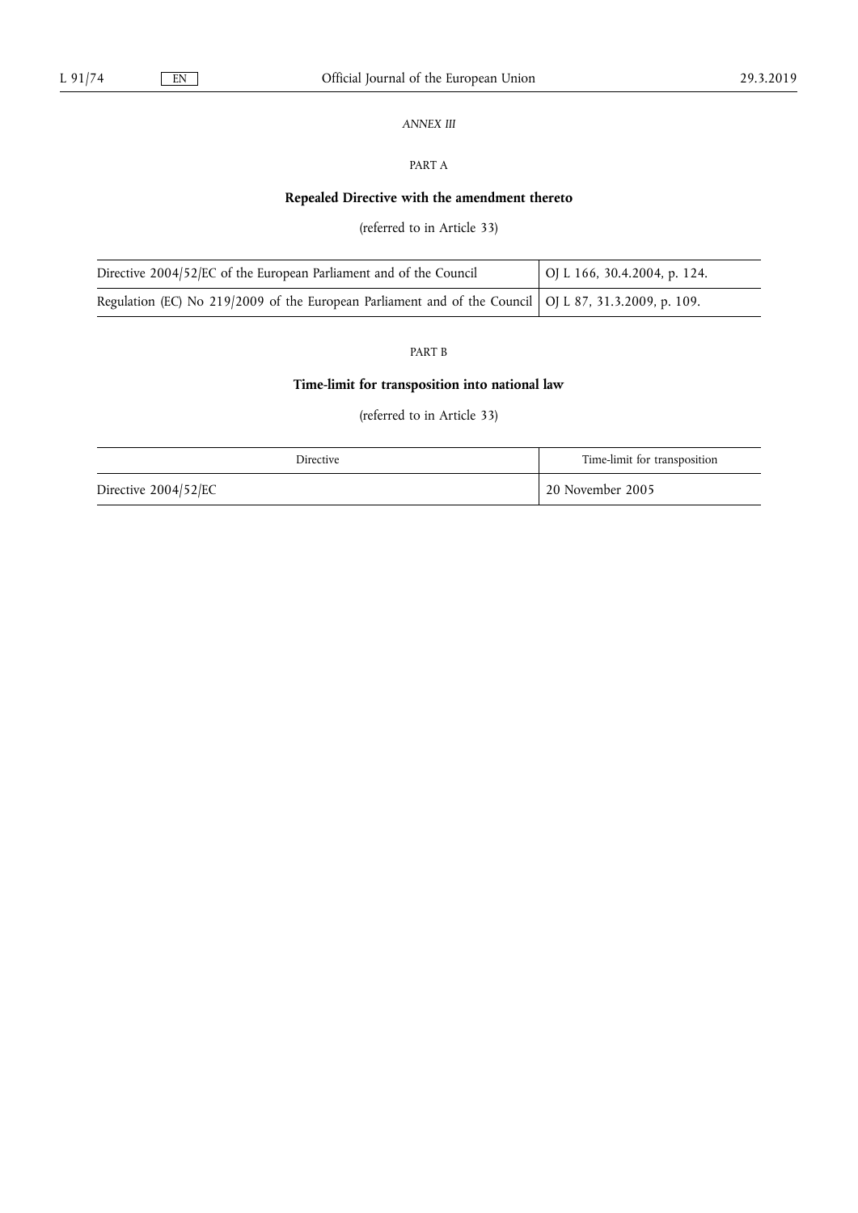*ANNEX III*

PART A

## Repealed Directive with the amendment thereto

(referred to in Article 33)

| | |
|---|---|
| Directive 2004/52/EC of the European Parliament and of the Council | OJ L 166, 30.4.2004, p. 124. |
| Regulation (EC) No 219/2009 of the European Parliament and of the Council | OJ L 87, 31.3.2009, p. 109. |

PART B

## Time-limit for transposition into national law

(referred to in Article 33)

| Directive | Time-limit for transposition |
|---|---|
| Directive 2004/52/EC | 20 November 2005 |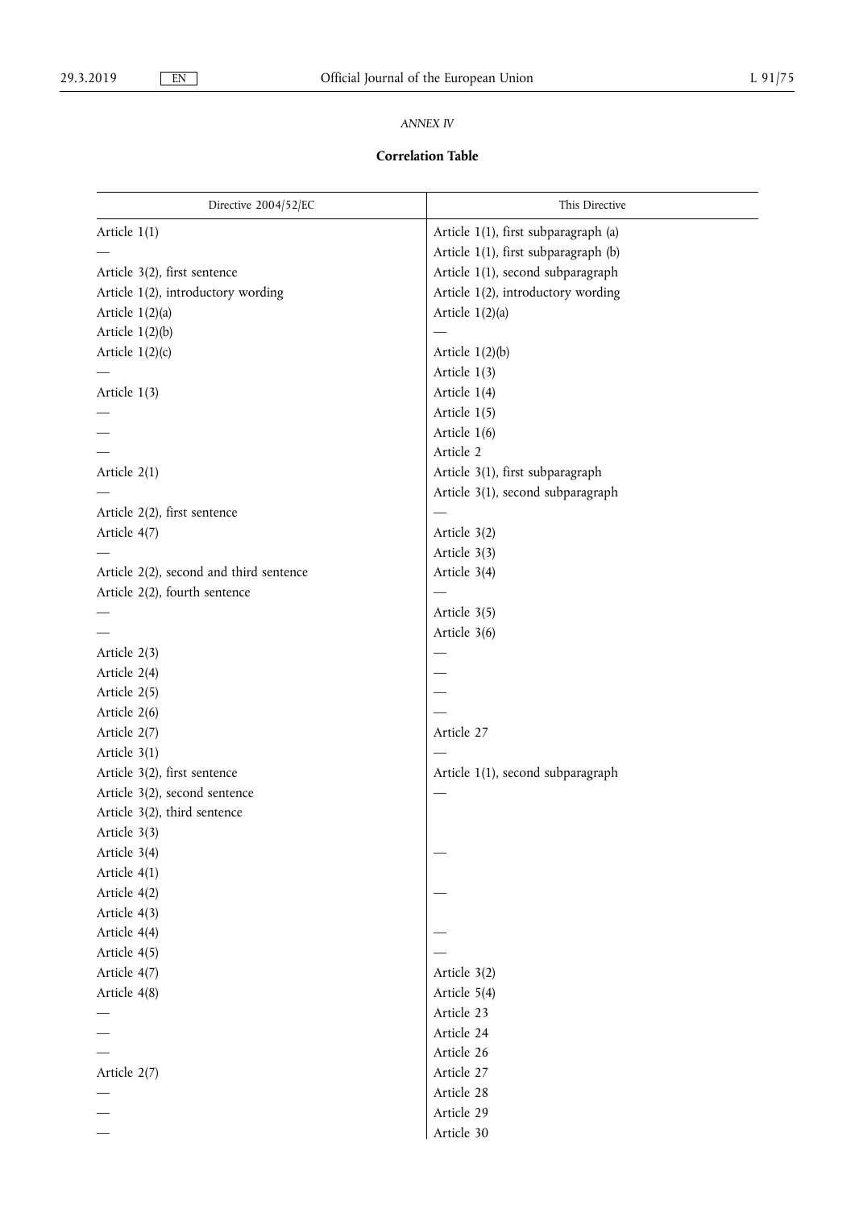*ANNEX IV*

**Correlation Table**

| Directive 2004/52/EC | This Directive |
|---|---|
| Article 1(1) | Article 1(1), first subparagraph (a) |
| — | Article 1(1), first subparagraph (b) |
| Article 3(2), first sentence | Article 1(1), second subparagraph |
| Article 1(2), introductory wording | Article 1(2), introductory wording |
| Article 1(2)(a) | Article 1(2)(a) |
| Article 1(2)(b) | — |
| Article 1(2)(c) | Article 1(2)(b) |
| — | Article 1(3) |
| Article 1(3) | Article 1(4) |
| — | Article 1(5) |
| — | Article 1(6) |
| — | Article 2 |
| Article 2(1) | Article 3(1), first subparagraph |
| — | Article 3(1), second subparagraph |
| Article 2(2), first sentence | — |
| Article 4(7) | Article 3(2) |
| — | Article 3(3) |
| Article 2(2), second and third sentence | Article 3(4) |
| Article 2(2), fourth sentence | — |
| — | Article 3(5) |
| — | Article 3(6) |
| Article 2(3) | — |
| Article 2(4) | — |
| Article 2(5) | — |
| Article 2(6) | — |
| Article 2(7) | Article 27 |
| Article 3(1) | — |
| Article 3(2), first sentence | Article 1(1), second subparagraph |
| Article 3(2), second sentence | — |
| Article 3(2), third sentence | |
| Article 3(3) | |
| Article 3(4) | — |
| Article 4(1) | |
| Article 4(2) | — |
| Article 4(3) | |
| Article 4(4) | — |
| Article 4(5) | — |
| Article 4(7) | Article 3(2) |
| Article 4(8) | Article 5(4) |
| — | Article 23 |
| — | Article 24 |
| — | Article 26 |
| Article 2(7) | Article 27 |
| — | Article 28 |
| — | Article 29 |
| — | Article 30 |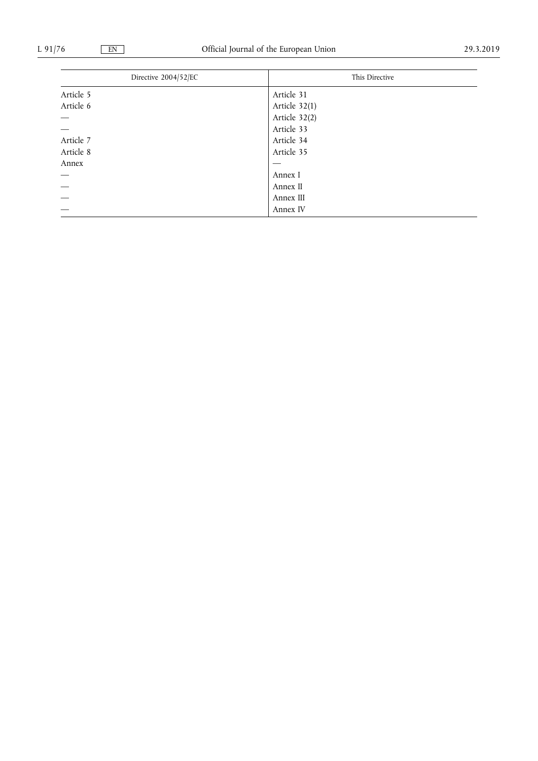| Directive 2004/52/EC | This Directive |
|---|---|
| Article 5 | Article 31 |
| Article 6 | Article 32(1) |
| — | Article 32(2) |
| — | Article 33 |
| Article 7 | Article 34 |
| Article 8 | Article 35 |
| Annex | — |
| — | Annex I |
| — | Annex II |
| — | Annex III |
| — | Annex IV |